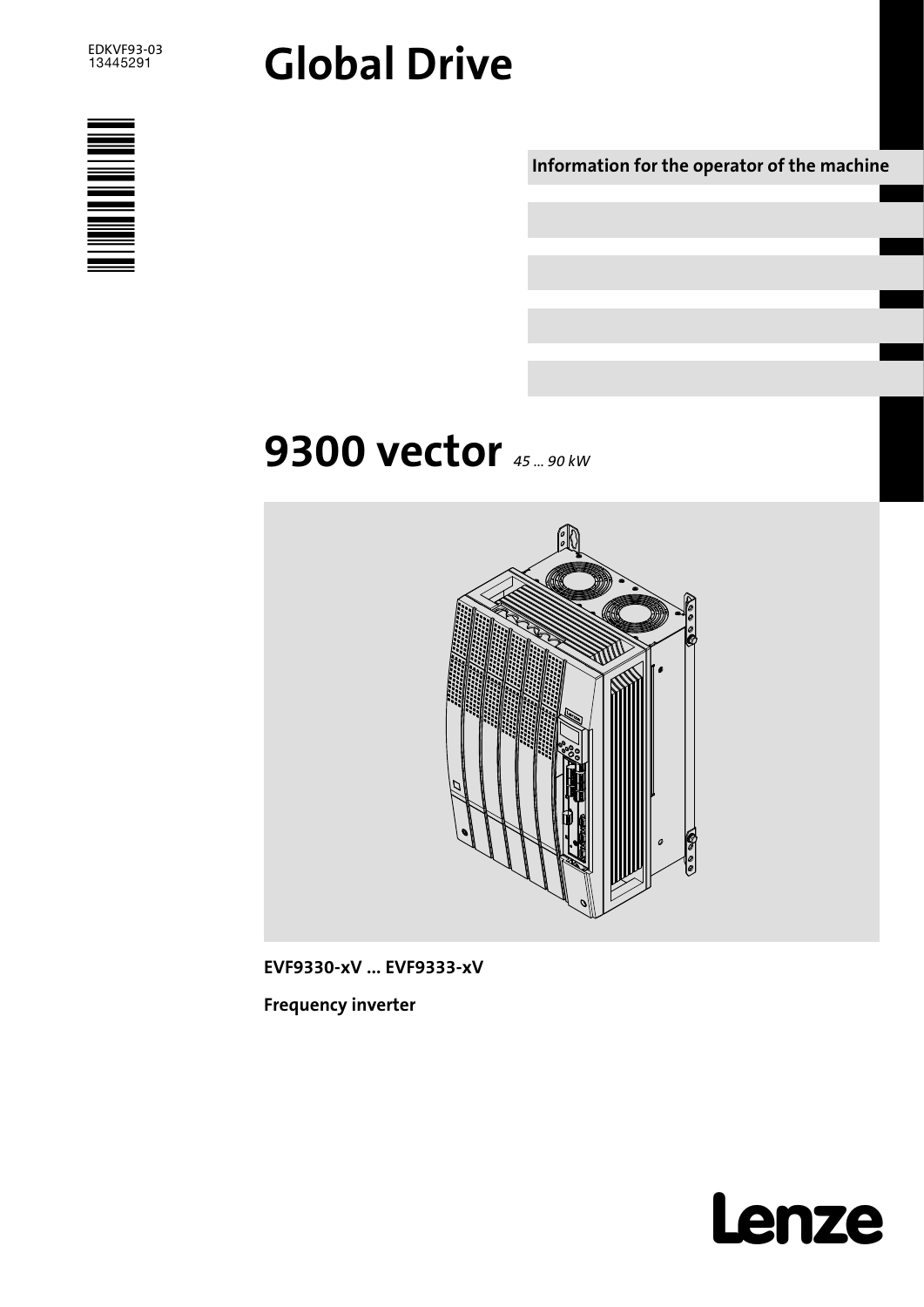EDKVF93-03
13445291

# Global Drive

**Information for the operator of the machine**

# 9300 vector *45 ... 90 kW*

**EVF9330-xV ... EVF9333-xV**

**Frequency inverter**

Lenze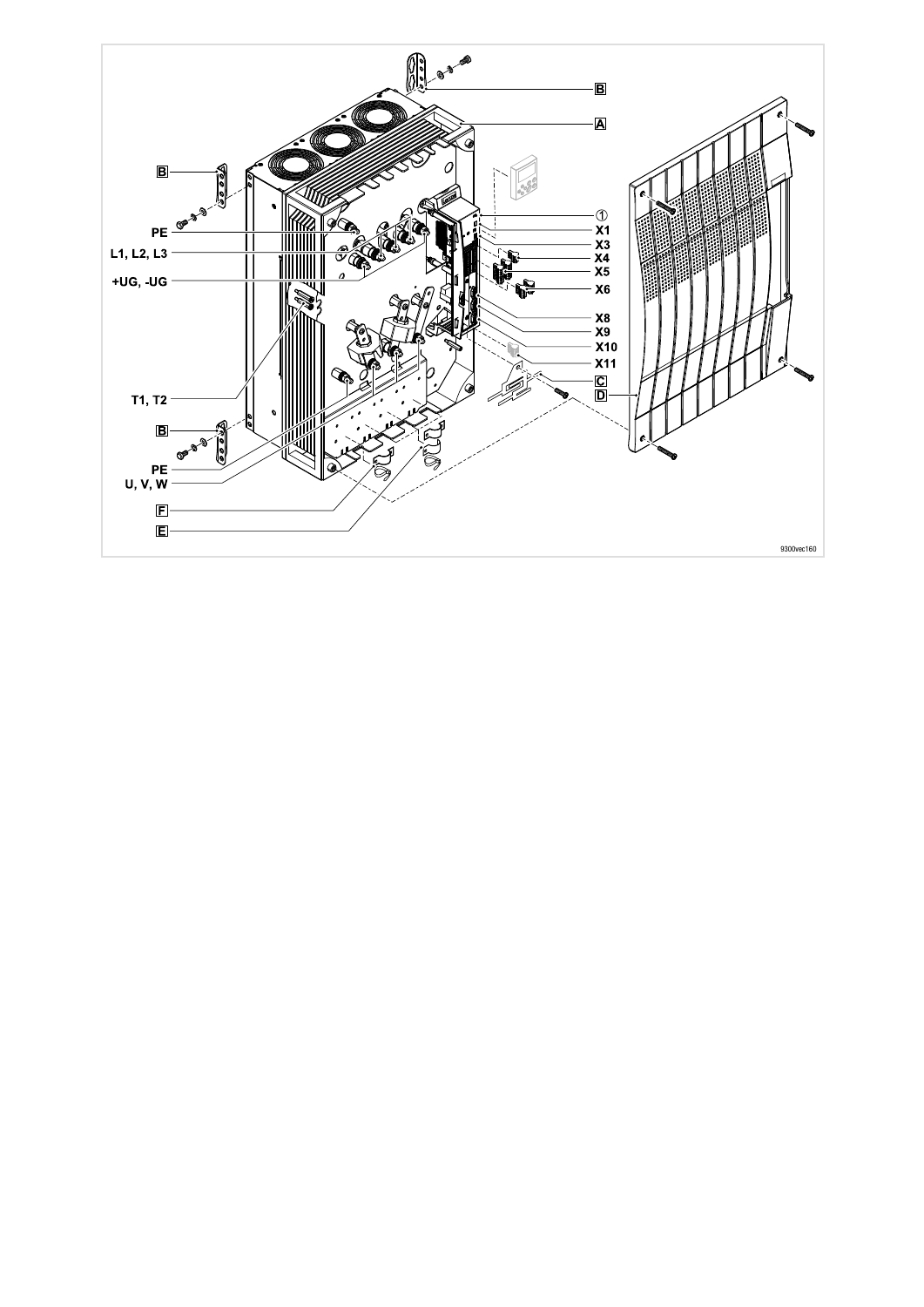B

A

B

①

PE

X1

L1, L2, L3

X3

X4

+UG, -UG

X5

X6

X8

X9

X10

X11

C

T1, T2

D

B

PE

U, V, W

F

E

9300vec160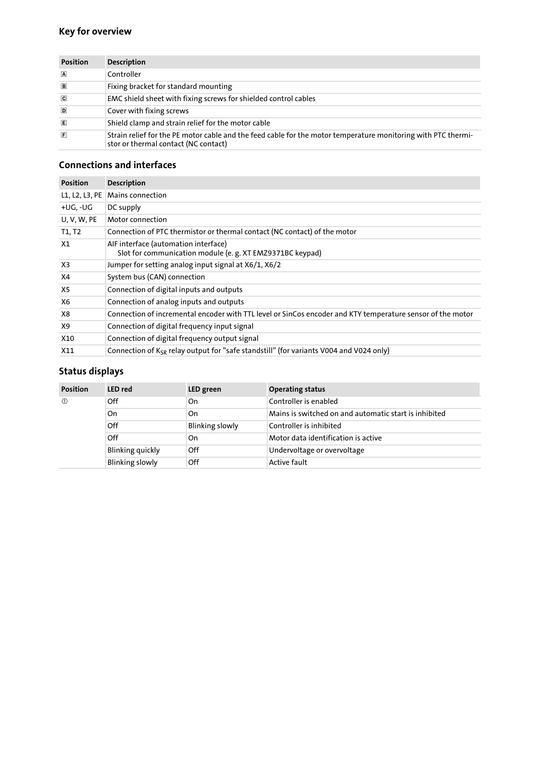## Key for overview

| Position | Description |
| --- | --- |
| A | Controller |
| B | Fixing bracket for standard mounting |
| C | EMC shield sheet with fixing screws for shielded control cables |
| D | Cover with fixing screws |
| E | Shield clamp and strain relief for the motor cable |
| F | Strain relief for the PE motor cable and the feed cable for the motor temperature monitoring with PTC thermistor or thermal contact (NC contact) |

## Connections and interfaces

| Position | Description |
| --- | --- |
| L1, L2, L3, PE | Mains connection |
| +UG, -UG | DC supply |
| U, V, W, PE | Motor connection |
| T1, T2 | Connection of PTC thermistor or thermal contact (NC contact) of the motor |
| X1 | AIF interface (automation interface)<br>Slot for communication module (e. g. XT EMZ9371BC keypad) |
| X3 | Jumper for setting analog input signal at X6/1, X6/2 |
| X4 | System bus (CAN) connection |
| X5 | Connection of digital inputs and outputs |
| X6 | Connection of analog inputs and outputs |
| X8 | Connection of incremental encoder with TTL level or SinCos encoder and KTY temperature sensor of the motor |
| X9 | Connection of digital frequency input signal |
| X10 | Connection of digital frequency output signal |
| X11 | Connection of $K_{SR}$ relay output for "safe standstill" (for variants V004 and V024 only) |

## Status displays

| Position | LED red | LED green | Operating status |
| --- | --- | --- | --- |
| ① | Off | On | Controller is enabled |
| | On | On | Mains is switched on and automatic start is inhibited |
| | Off | Blinking slowly | Controller is inhibited |
| | Off | On | Motor data identification is active |
| | Blinking quickly | Off | Undervoltage or overvoltage |
| | Blinking slowly | Off | Active fault |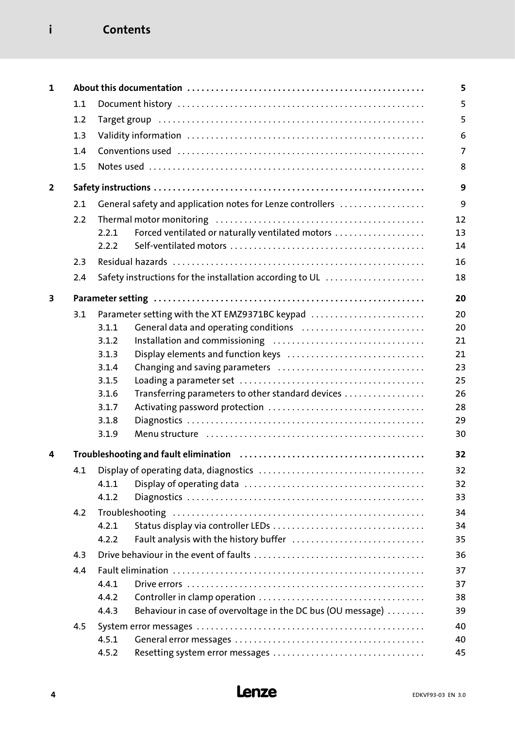# Contents

| | | | | |
|---|---|---|---|---|
| **1** | **About this documentation** | | | **5** |
| | 1.1 | Document history | | 5 |
| | 1.2 | Target group | | 5 |
| | 1.3 | Validity information | | 6 |
| | 1.4 | Conventions used | | 7 |
| | 1.5 | Notes used | | 8 |
| **2** | **Safety instructions** | | | **9** |
| | 2.1 | General safety and application notes for Lenze controllers | | 9 |
| | 2.2 | Thermal motor monitoring | | 12 |
| | | 2.2.1 | Forced ventilated or naturally ventilated motors | 13 |
| | | 2.2.2 | Self-ventilated motors | 14 |
| | 2.3 | Residual hazards | | 16 |
| | 2.4 | Safety instructions for the installation according to UL | | 18 |
| **3** | **Parameter setting** | | | **20** |
| | 3.1 | Parameter setting with the XT EMZ9371BC keypad | | 20 |
| | | 3.1.1 | General data and operating conditions | 20 |
| | | 3.1.2 | Installation and commissioning | 21 |
| | | 3.1.3 | Display elements and function keys | 21 |
| | | 3.1.4 | Changing and saving parameters | 23 |
| | | 3.1.5 | Loading a parameter set | 25 |
| | | 3.1.6 | Transferring parameters to other standard devices | 26 |
| | | 3.1.7 | Activating password protection | 28 |
| | | 3.1.8 | Diagnostics | 29 |
| | | 3.1.9 | Menu structure | 30 |
| **4** | **Troubleshooting and fault elimination** | | | **32** |
| | 4.1 | Display of operating data, diagnostics | | 32 |
| | | 4.1.1 | Display of operating data | 32 |
| | | 4.1.2 | Diagnostics | 33 |
| | 4.2 | Troubleshooting | | 34 |
| | | 4.2.1 | Status display via controller LEDs | 34 |
| | | 4.2.2 | Fault analysis with the history buffer | 35 |
| | 4.3 | Drive behaviour in the event of faults | | 36 |
| | 4.4 | Fault elimination | | 37 |
| | | 4.4.1 | Drive errors | 37 |
| | | 4.4.2 | Controller in clamp operation | 38 |
| | | 4.4.3 | Behaviour in case of overvoltage in the DC bus (OU message) | 39 |
| | 4.5 | System error messages | | 40 |
| | | 4.5.1 | General error messages | 40 |
| | | 4.5.2 | Resetting system error messages | 45 |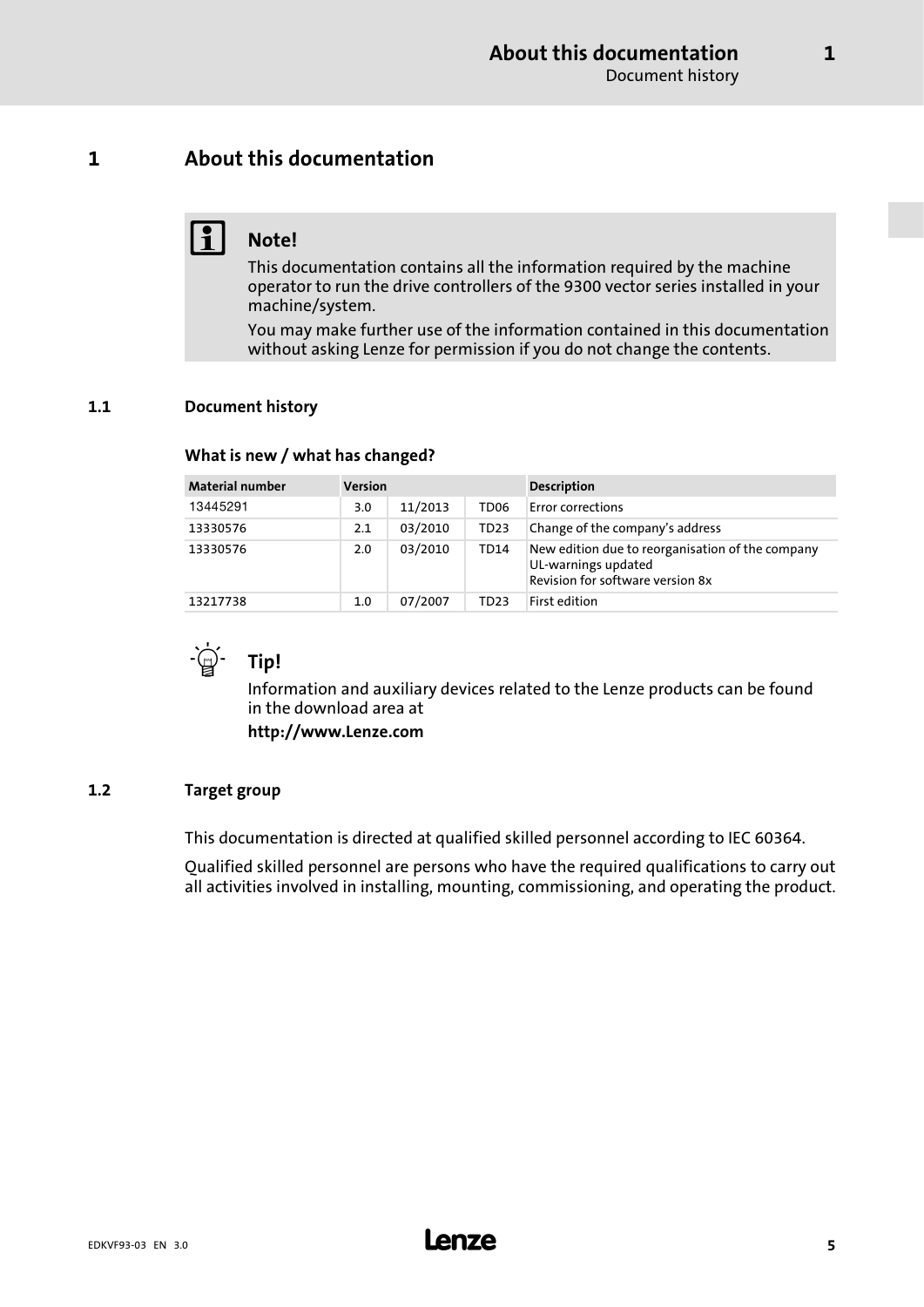# 1 About this documentation

> **Note!**
>
> This documentation contains all the information required by the machine operator to run the drive controllers of the 9300 vector series installed in your machine/system.
>
> You may make further use of the information contained in this documentation without asking Lenze for permission if you do not change the contents.

## 1.1 Document history

### What is new / what has changed?

| Material number | Version | | | Description |
|---|---|---|---|---|
| 13445291 | 3.0 | 11/2013 | TD06 | Error corrections |
| 13330576 | 2.1 | 03/2010 | TD23 | Change of the company's address |
| 13330576 | 2.0 | 03/2010 | TD14 | New edition due to reorganisation of the company<br>UL-warnings updated<br>Revision for software version 8x |
| 13217738 | 1.0 | 07/2007 | TD23 | First edition |

> **Tip!**
>
> Information and auxiliary devices related to the Lenze products can be found in the download area at
>
> **http://www.Lenze.com**

## 1.2 Target group

This documentation is directed at qualified skilled personnel according to IEC 60364.

Qualified skilled personnel are persons who have the required qualifications to carry out all activities involved in installing, mounting, commissioning, and operating the product.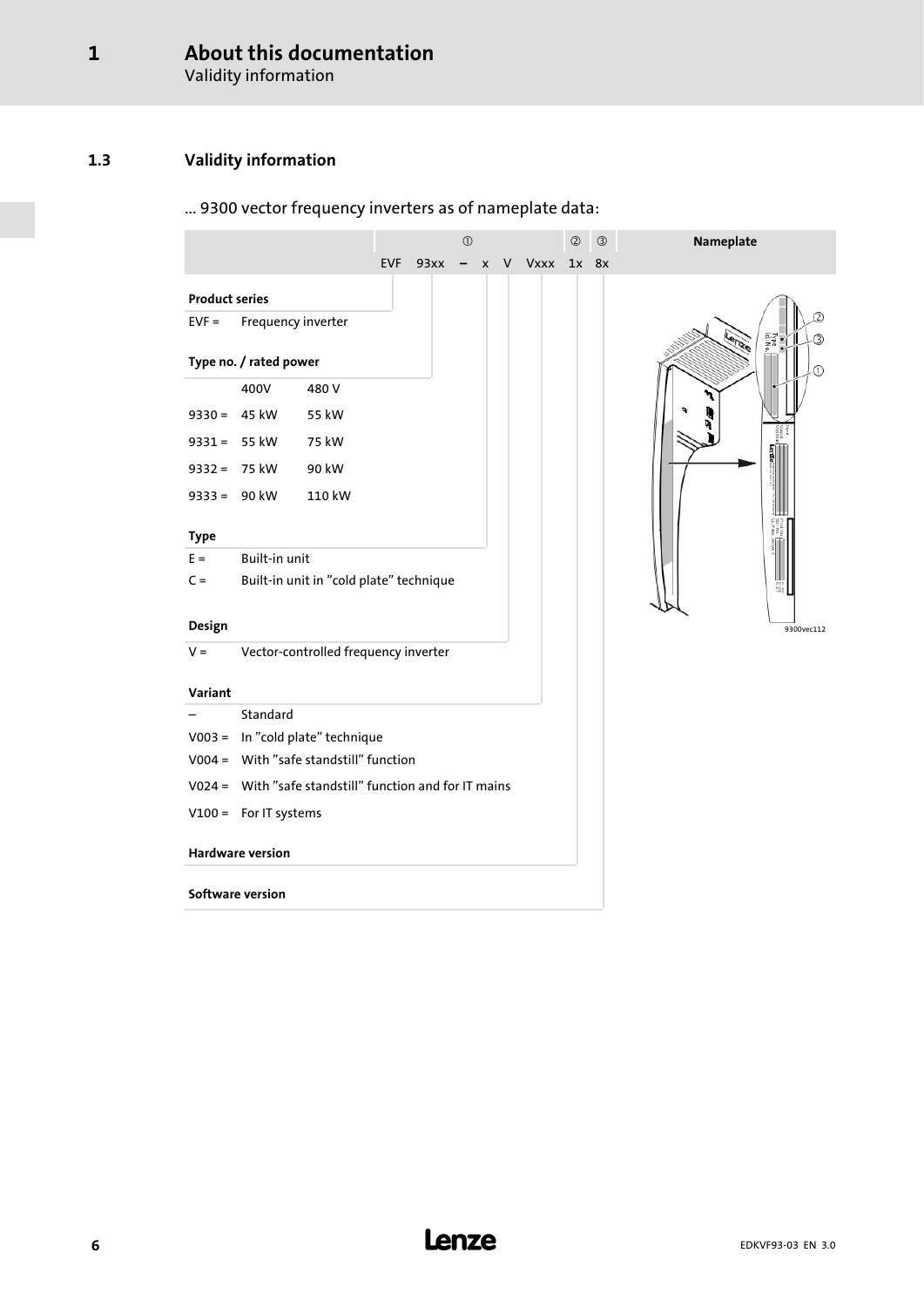## 1.3 Validity information

... 9300 vector frequency inverters as of nameplate data:

| | ① | | | | | ② | ③ |
|---|---|---|---|---|---|---|---|
| EVF | 93xx | – | x | V | Vxxx | 1x | 8x |

**Product series**

EVF = Frequency inverter

**Type no. / rated power**

| | 400V | 480 V |
|---|---|---|
| 9330 = | 45 kW | 55 kW |
| 9331 = | 55 kW | 75 kW |
| 9332 = | 75 kW | 90 kW |
| 9333 = | 90 kW | 110 kW |

**Type**

E = Built-in unit

C = Built-in unit in "cold plate" technique

**Design**

V = Vector-controlled frequency inverter

**Variant**

– Standard

V003 = In "cold plate" technique

V004 = With "safe standstill" function

V024 = With "safe standstill" function and for IT mains

V100 = For IT systems

**Hardware version**

**Software version**

**Nameplate**

9300vec112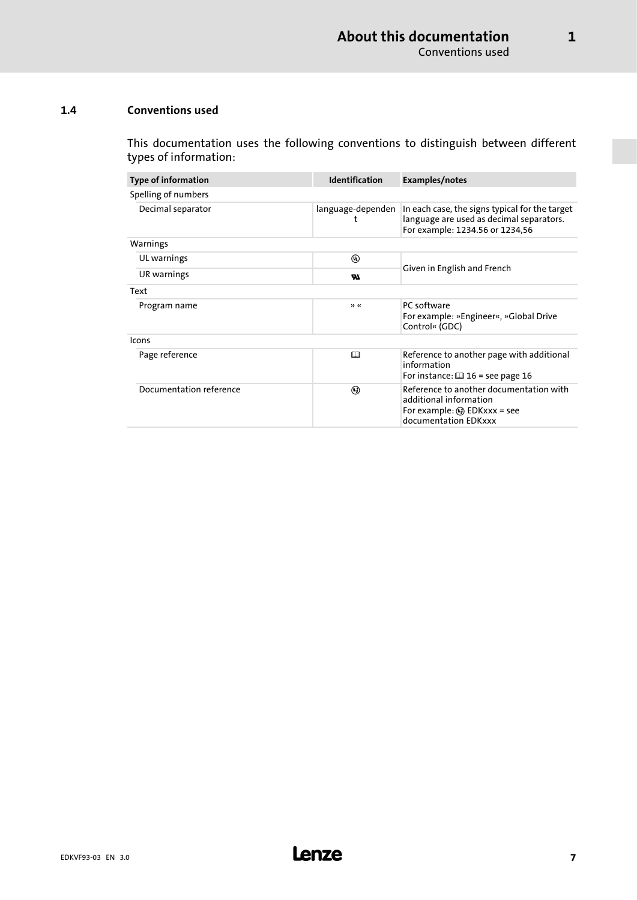## 1.4 Conventions used

This documentation uses the following conventions to distinguish between different types of information:

| Type of information | Identification | Examples/notes |
|---|---|---|
| Spelling of numbers | | |
| Decimal separator | language-dependent | In each case, the signs typical for the target language are used as decimal separators. For example: 1234.56 or 1234,56 |
| Warnings | | |
| UL warnings | Ⓤ | Given in English and French |
| UR warnings | ᴙ | |
| Text | | |
| Program name | » « | PC software For example: »Engineer«, »Global Drive Control« (GDC) |
| Icons | | |
| Page reference | 🕮 | Reference to another page with additional information For instance: 🕮 16 = see page 16 |
| Documentation reference | ⓘ | Reference to another documentation with additional information For example: ⓘ EDKxxx = see documentation EDKxxx |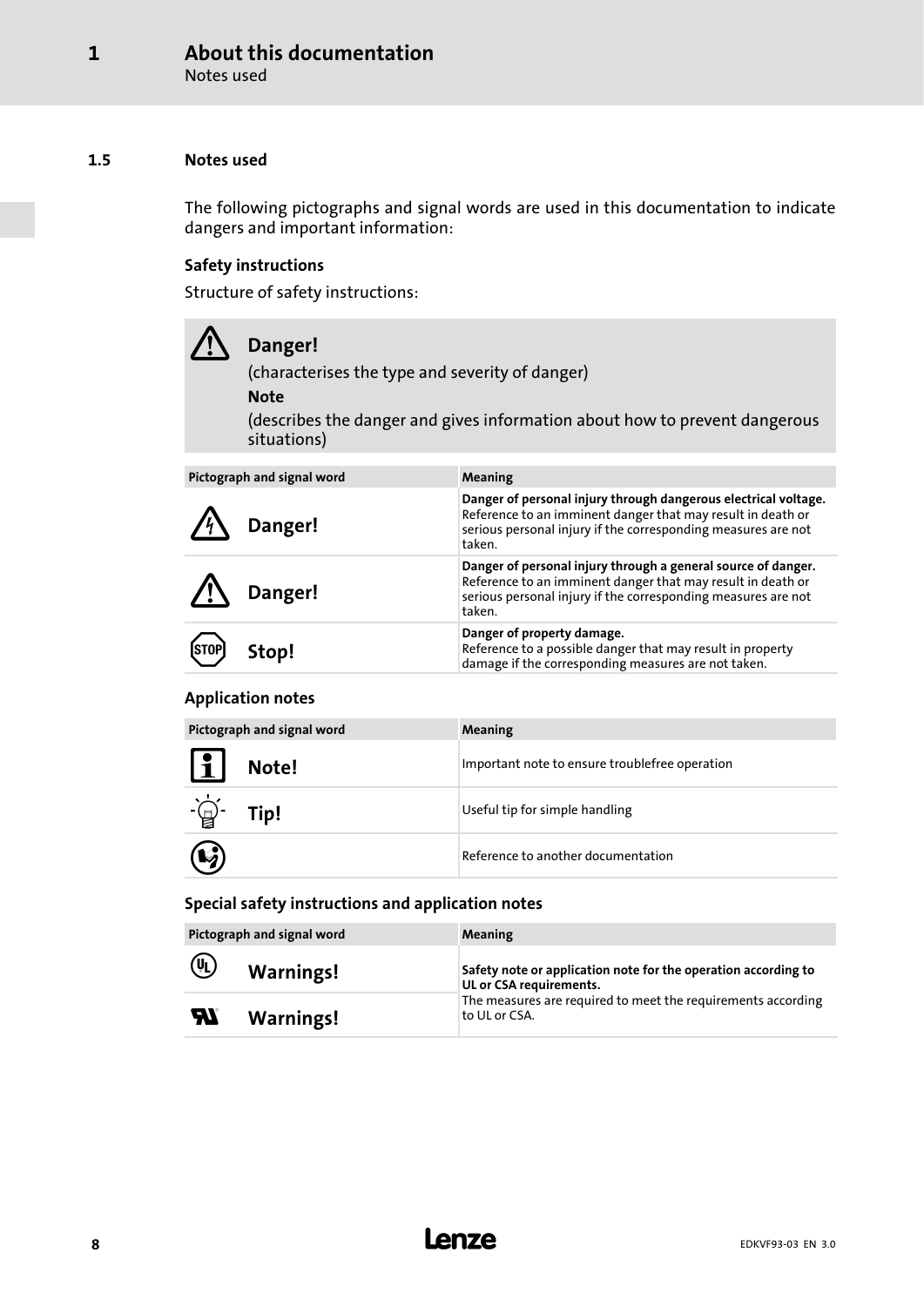### 1.5 Notes used

The following pictographs and signal words are used in this documentation to indicate dangers and important information:

#### Safety instructions

Structure of safety instructions:

> **Danger!**
>
> (characterises the type and severity of danger)
>
> **Note**
>
> (describes the danger and gives information about how to prevent dangerous situations)

| Pictograph and signal word | Meaning |
|---|---|
| **Danger!** | **Danger of personal injury through dangerous electrical voltage.** Reference to an imminent danger that may result in death or serious personal injury if the corresponding measures are not taken. |
| **Danger!** | **Danger of personal injury through a general source of danger.** Reference to an imminent danger that may result in death or serious personal injury if the corresponding measures are not taken. |
| **Stop!** | **Danger of property damage.** Reference to a possible danger that may result in property damage if the corresponding measures are not taken. |

#### Application notes

| Pictograph and signal word | Meaning |
|---|---|
| **Note!** | Important note to ensure troublefree operation |
| **Tip!** | Useful tip for simple handling |
| | Reference to another documentation |

#### Special safety instructions and application notes

| Pictograph and signal word | Meaning |
|---|---|
| **Warnings!** | **Safety note or application note for the operation according to UL or CSA requirements.** The measures are required to meet the requirements according to UL or CSA. |
| **Warnings!** | |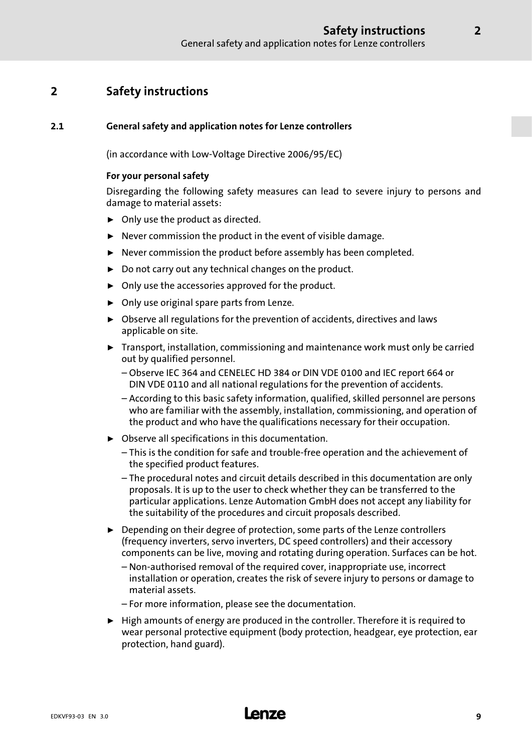# 2 Safety instructions

## 2.1 General safety and application notes for Lenze controllers

(in accordance with Low-Voltage Directive 2006/95/EC)

**For your personal safety**

Disregarding the following safety measures can lead to severe injury to persons and damage to material assets:

- Only use the product as directed.
- Never commission the product in the event of visible damage.
- Never commission the product before assembly has been completed.
- Do not carry out any technical changes on the product.
- Only use the accessories approved for the product.
- Only use original spare parts from Lenze.
- Observe all regulations for the prevention of accidents, directives and laws applicable on site.
- Transport, installation, commissioning and maintenance work must only be carried out by qualified personnel.
  - Observe IEC 364 and CENELEC HD 384 or DIN VDE 0100 and IEC report 664 or DIN VDE 0110 and all national regulations for the prevention of accidents.
  - According to this basic safety information, qualified, skilled personnel are persons who are familiar with the assembly, installation, commissioning, and operation of the product and who have the qualifications necessary for their occupation.
- Observe all specifications in this documentation.
  - This is the condition for safe and trouble-free operation and the achievement of the specified product features.
  - The procedural notes and circuit details described in this documentation are only proposals. It is up to the user to check whether they can be transferred to the particular applications. Lenze Automation GmbH does not accept any liability for the suitability of the procedures and circuit proposals described.
- Depending on their degree of protection, some parts of the Lenze controllers (frequency inverters, servo inverters, DC speed controllers) and their accessory components can be live, moving and rotating during operation. Surfaces can be hot.
  - Non-authorised removal of the required cover, inappropriate use, incorrect installation or operation, creates the risk of severe injury to persons or damage to material assets.
  - For more information, please see the documentation.
- High amounts of energy are produced in the controller. Therefore it is required to wear personal protective equipment (body protection, headgear, eye protection, ear protection, hand guard).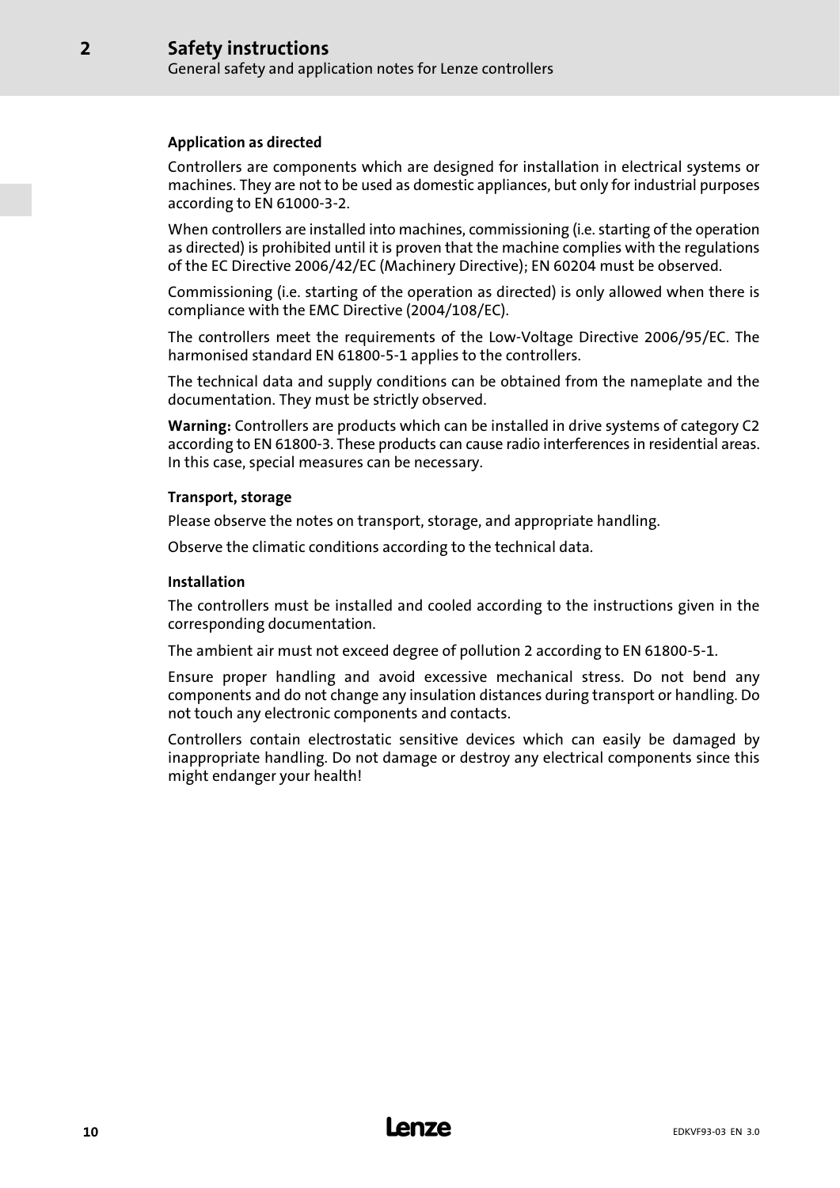#### Application as directed

Controllers are components which are designed for installation in electrical systems or machines. They are not to be used as domestic appliances, but only for industrial purposes according to EN 61000-3-2.

When controllers are installed into machines, commissioning (i.e. starting of the operation as directed) is prohibited until it is proven that the machine complies with the regulations of the EC Directive 2006/42/EC (Machinery Directive); EN 60204 must be observed.

Commissioning (i.e. starting of the operation as directed) is only allowed when there is compliance with the EMC Directive (2004/108/EC).

The controllers meet the requirements of the Low-Voltage Directive 2006/95/EC. The harmonised standard EN 61800-5-1 applies to the controllers.

The technical data and supply conditions can be obtained from the nameplate and the documentation. They must be strictly observed.

**Warning:** Controllers are products which can be installed in drive systems of category C2 according to EN 61800-3. These products can cause radio interferences in residential areas. In this case, special measures can be necessary.

#### Transport, storage

Please observe the notes on transport, storage, and appropriate handling.

Observe the climatic conditions according to the technical data.

#### Installation

The controllers must be installed and cooled according to the instructions given in the corresponding documentation.

The ambient air must not exceed degree of pollution 2 according to EN 61800-5-1.

Ensure proper handling and avoid excessive mechanical stress. Do not bend any components and do not change any insulation distances during transport or handling. Do not touch any electronic components and contacts.

Controllers contain electrostatic sensitive devices which can easily be damaged by inappropriate handling. Do not damage or destroy any electrical components since this might endanger your health!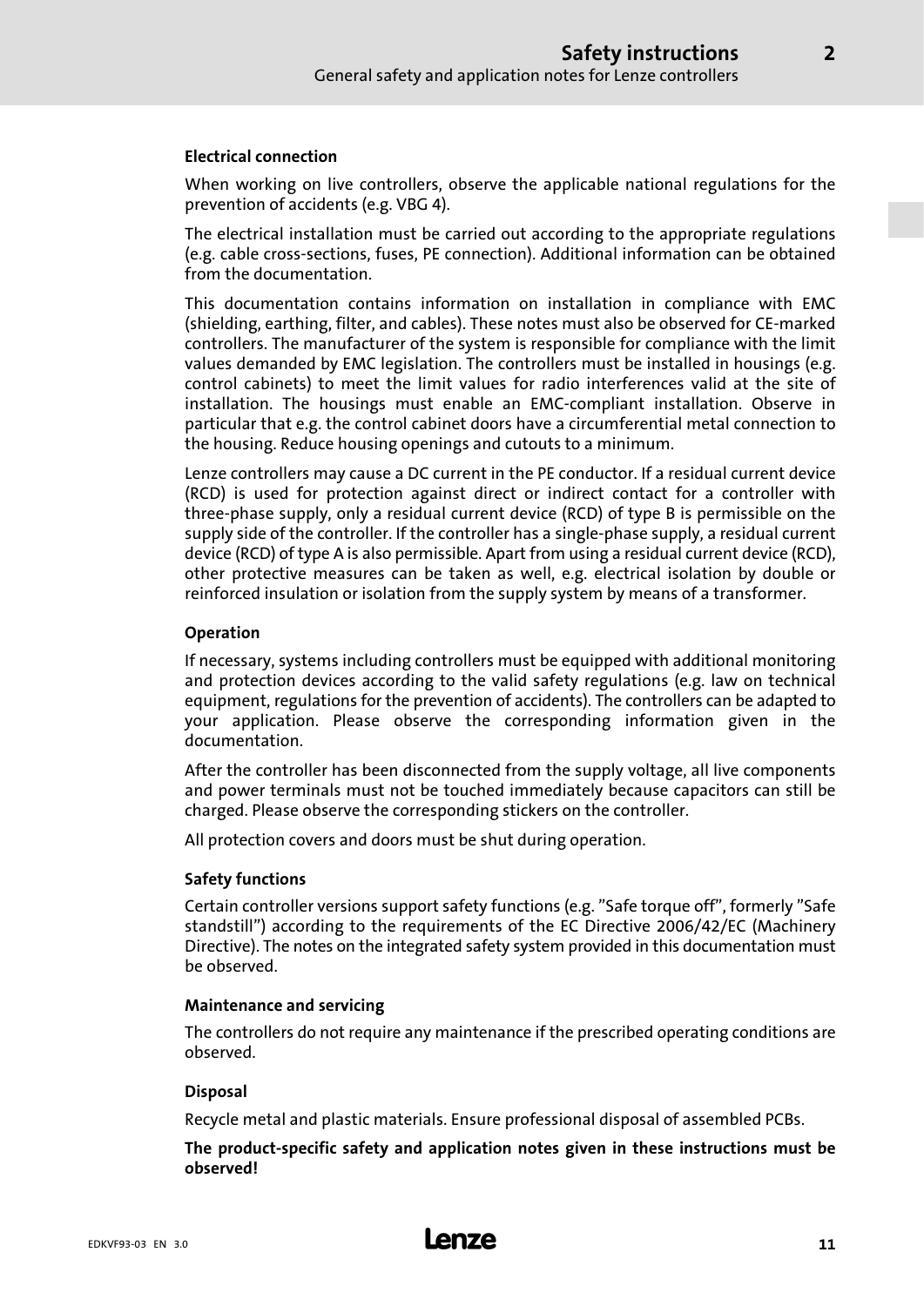#### Electrical connection

When working on live controllers, observe the applicable national regulations for the prevention of accidents (e.g. VBG 4).

The electrical installation must be carried out according to the appropriate regulations (e.g. cable cross-sections, fuses, PE connection). Additional information can be obtained from the documentation.

This documentation contains information on installation in compliance with EMC (shielding, earthing, filter, and cables). These notes must also be observed for CE-marked controllers. The manufacturer of the system is responsible for compliance with the limit values demanded by EMC legislation. The controllers must be installed in housings (e.g. control cabinets) to meet the limit values for radio interferences valid at the site of installation. The housings must enable an EMC-compliant installation. Observe in particular that e.g. the control cabinet doors have a circumferential metal connection to the housing. Reduce housing openings and cutouts to a minimum.

Lenze controllers may cause a DC current in the PE conductor. If a residual current device (RCD) is used for protection against direct or indirect contact for a controller with three-phase supply, only a residual current device (RCD) of type B is permissible on the supply side of the controller. If the controller has a single-phase supply, a residual current device (RCD) of type A is also permissible. Apart from using a residual current device (RCD), other protective measures can be taken as well, e.g. electrical isolation by double or reinforced insulation or isolation from the supply system by means of a transformer.

#### Operation

If necessary, systems including controllers must be equipped with additional monitoring and protection devices according to the valid safety regulations (e.g. law on technical equipment, regulations for the prevention of accidents). The controllers can be adapted to your application. Please observe the corresponding information given in the documentation.

After the controller has been disconnected from the supply voltage, all live components and power terminals must not be touched immediately because capacitors can still be charged. Please observe the corresponding stickers on the controller.

All protection covers and doors must be shut during operation.

#### Safety functions

Certain controller versions support safety functions (e.g. "Safe torque off", formerly "Safe standstill") according to the requirements of the EC Directive 2006/42/EC (Machinery Directive). The notes on the integrated safety system provided in this documentation must be observed.

#### Maintenance and servicing

The controllers do not require any maintenance if the prescribed operating conditions are observed.

#### Disposal

Recycle metal and plastic materials. Ensure professional disposal of assembled PCBs.

**The product-specific safety and application notes given in these instructions must be observed!**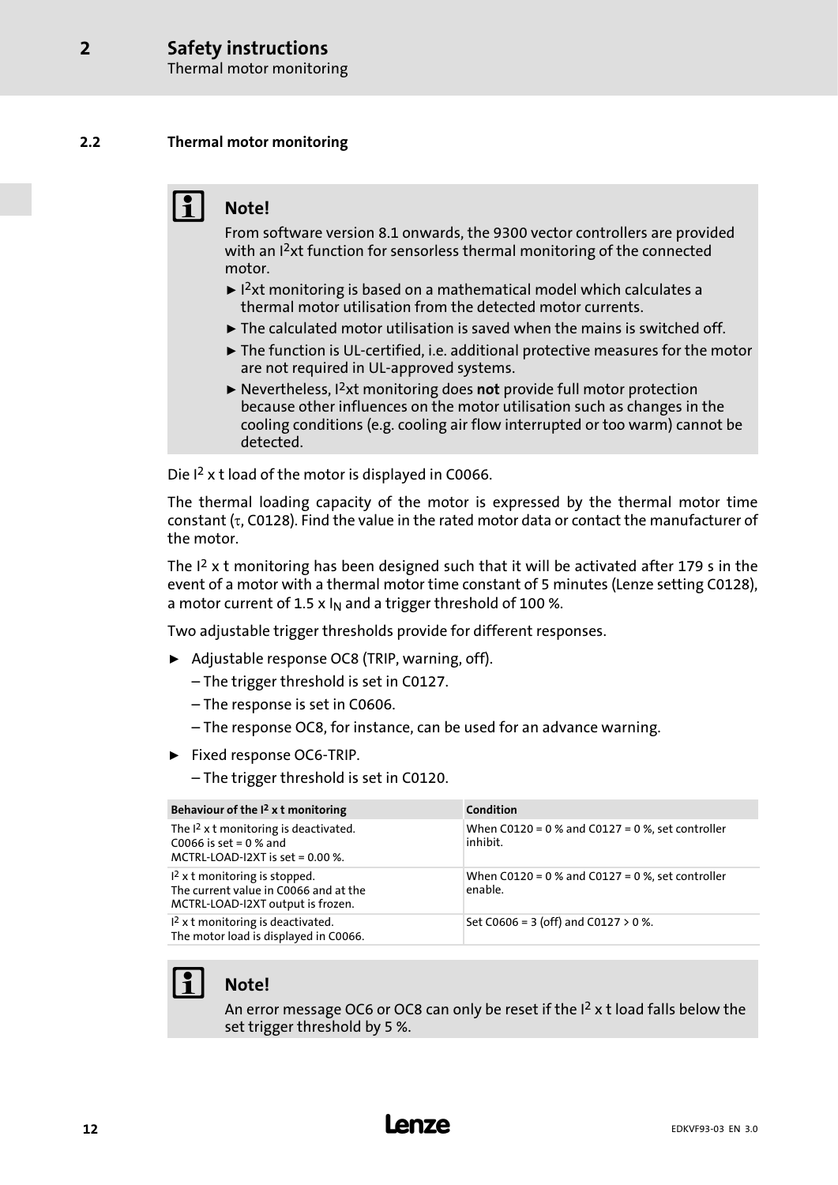### 2.2 Thermal motor monitoring

**Note!**

From software version 8.1 onwards, the 9300 vector controllers are provided with an $I^2$xt function for sensorless thermal monitoring of the connected motor.

- $I^2$xt monitoring is based on a mathematical model which calculates a thermal motor utilisation from the detected motor currents.
- The calculated motor utilisation is saved when the mains is switched off.
- The function is UL-certified, i.e. additional protective measures for the motor are not required in UL-approved systems.
- Nevertheless, $I^2$xt monitoring does **not** provide full motor protection because other influences on the motor utilisation such as changes in the cooling conditions (e.g. cooling air flow interrupted or too warm) cannot be detected.

Die $I^2$ x t load of the motor is displayed in C0066.

The thermal loading capacity of the motor is expressed by the thermal motor time constant ($\tau$, C0128). Find the value in the rated motor data or contact the manufacturer of the motor.

The $I^2$ x t monitoring has been designed such that it will be activated after 179 s in the event of a motor with a thermal motor time constant of 5 minutes (Lenze setting C0128), a motor current of 1.5 x $I_N$ and a trigger threshold of 100 %.

Two adjustable trigger thresholds provide for different responses.

- Adjustable response OC8 (TRIP, warning, off).
  - The trigger threshold is set in C0127.
  - The response is set in C0606.
  - The response OC8, for instance, can be used for an advance warning.
- Fixed response OC6-TRIP.
  - The trigger threshold is set in C0120.

| Behaviour of the $I^2$ x t monitoring | Condition |
|---|---|
| The $I^2$ x t monitoring is deactivated.<br>C0066 is set = 0 % and<br>MCTRL-LOAD-I2XT is set = 0.00 %. | When C0120 = 0 % and C0127 = 0 %, set controller inhibit. |
| $I^2$ x t monitoring is stopped.<br>The current value in C0066 and at the MCTRL-LOAD-I2XT output is frozen. | When C0120 = 0 % and C0127 = 0 %, set controller enable. |
| $I^2$ x t monitoring is deactivated.<br>The motor load is displayed in C0066. | Set C0606 = 3 (off) and C0127 > 0 %. |

**Note!**

An error message OC6 or OC8 can only be reset if the $I^2$ x t load falls below the set trigger threshold by 5 %.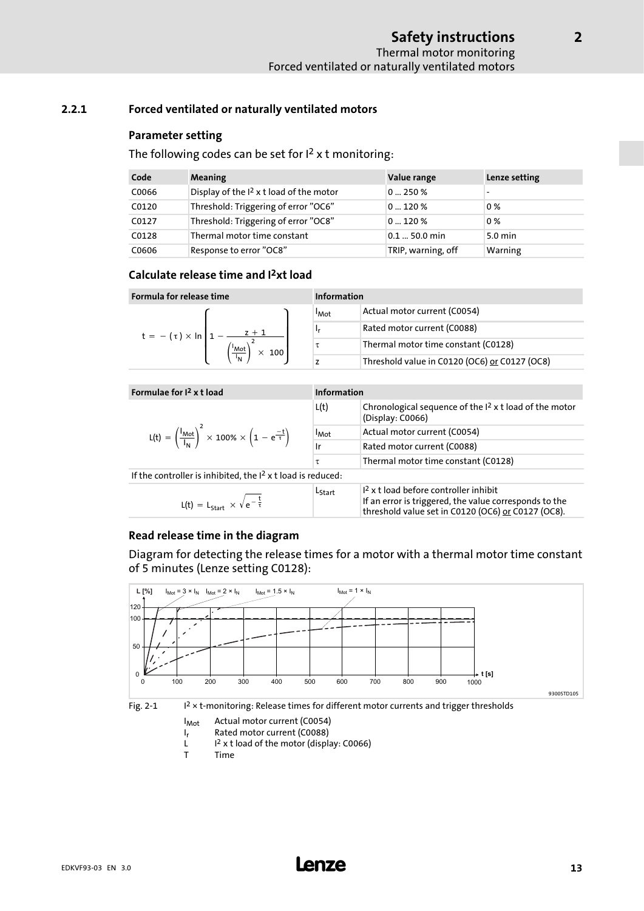### 2.2.1 Forced ventilated or naturally ventilated motors

#### Parameter setting

The following codes can be set for $I^2$ x t monitoring:

| Code | Meaning | Value range | Lenze setting |
|---|---|---|---|
| C0066 | Display of the $I^2$ x t load of the motor | 0 ... 250 % | - |
| C0120 | Threshold: Triggering of error "OC6" | 0 ... 120 % | 0 % |
| C0127 | Threshold: Triggering of error "OC8" | 0 ... 120 % | 0 % |
| C0128 | Thermal motor time constant | 0.1 ... 50.0 min | 5.0 min |
| C0606 | Response to error "OC8" | TRIP, warning, off | Warning |

#### Calculate release time and $I^2$xt load

| Formula for release time | Information | |
|---|---|---|
| $$t = -(\tau) \times \ln\left(1 - \frac{z + 1}{\left(\frac{I_{Mot}}{I_N}\right)^2 \times 100}\right)$$ | $I_{Mot}$ | Actual motor current (C0054) |
| | $I_r$ | Rated motor current (C0088) |
| | $\tau$ | Thermal motor time constant (C0128) |
| | z | Threshold value in C0120 (OC6) or C0127 (OC8) |

| Formulae for $I^2$ x t load | Information | |
|---|---|---|
| $$L(t) = \left(\frac{I_{Mot}}{I_N}\right)^2 \times 100\% \times \left(1 - e^{\frac{-t}{\tau}}\right)$$ | L(t) | Chronological sequence of the $I^2$ x t load of the motor (Display: C0066) |
| | $I_{Mot}$ | Actual motor current (C0054) |
| | Ir | Rated motor current (C0088) |
| | $\tau$ | Thermal motor time constant (C0128) |
| If the controller is inhibited, the $I^2$ x t load is reduced: | | |
| $$L(t) = L_{Start} \times \sqrt{e^{-\frac{t}{\tau}}}$$ | $L_{Start}$ | $I^2$ x t load before controller inhibit<br>If an error is triggered, the value corresponds to the threshold value set in C0120 (OC6) or C0127 (OC8). |

#### Read release time in the diagram

Diagram for detecting the release times for a motor with a thermal motor time constant of 5 minutes (Lenze setting C0128):

Fig. 2-1 $I^2$ × t-monitoring: Release times for different motor currents and trigger thresholds

$I_{Mot}$ Actual motor current (C0054)
$I_r$ Rated motor current (C0088)
L $I^2$ x t load of the motor (display: C0066)
T Time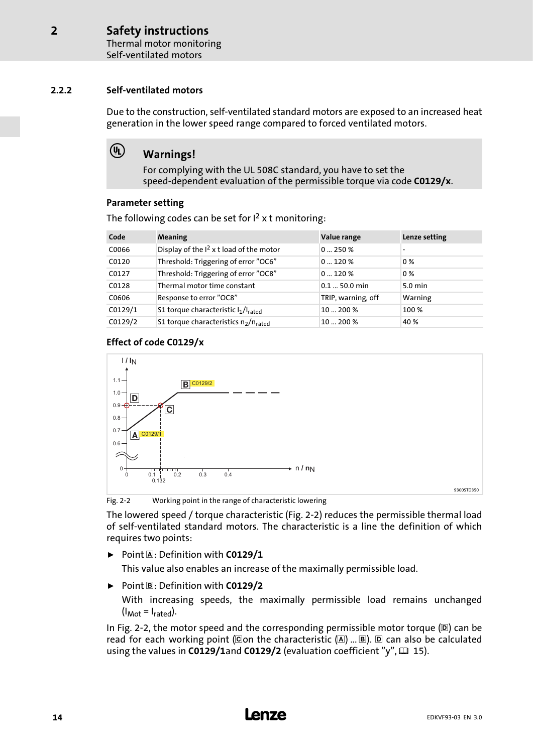### 2.2.2 Self-ventilated motors

Due to the construction, self-ventilated standard motors are exposed to an increased heat generation in the lower speed range compared to forced ventilated motors.

**Warnings!**

For complying with the UL 508C standard, you have to set the speed-dependent evaluation of the permissible torque via code **C0129/x**.

#### Parameter setting

The following codes can be set for $I^2$ x t monitoring:

| Code | Meaning | Value range | Lenze setting |
|---|---|---|---|
| C0066 | Display of the $I^2$ x t load of the motor | 0 ... 250 % | - |
| C0120 | Threshold: Triggering of error "OC6" | 0 ... 120 % | 0 % |
| C0127 | Threshold: Triggering of error "OC8" | 0 ... 120 % | 0 % |
| C0128 | Thermal motor time constant | 0.1 ... 50.0 min | 5.0 min |
| C0606 | Response to error "OC8" | TRIP, warning, off | Warning |
| C0129/1 | S1 torque characteristic $I_1/I_{rated}$ | 10 ... 200 % | 100 % |
| C0129/2 | S1 torque characteristics $n_2/n_{rated}$ | 10 ... 200 % | 40 % |

#### Effect of code C0129/x

Fig. 2-2 Working point in the range of characteristic lowering

The lowered speed / torque characteristic (Fig. 2-2) reduces the permissible thermal load of self-ventilated standard motors. The characteristic is a line the definition of which requires two points:

- Point A: Definition with **C0129/1**

  This value also enables an increase of the maximally permissible load.

- Point B: Definition with **C0129/2**

  With increasing speeds, the maximally permissible load remains unchanged ($I_{Mot} = I_{rated}$).

In Fig. 2-2, the motor speed and the corresponding permissible motor torque (D) can be read for each working point (C on the characteristic (A) ... B). D can also be calculated using the values in **C0129/1** and **C0129/2** (evaluation coefficient "y", 15).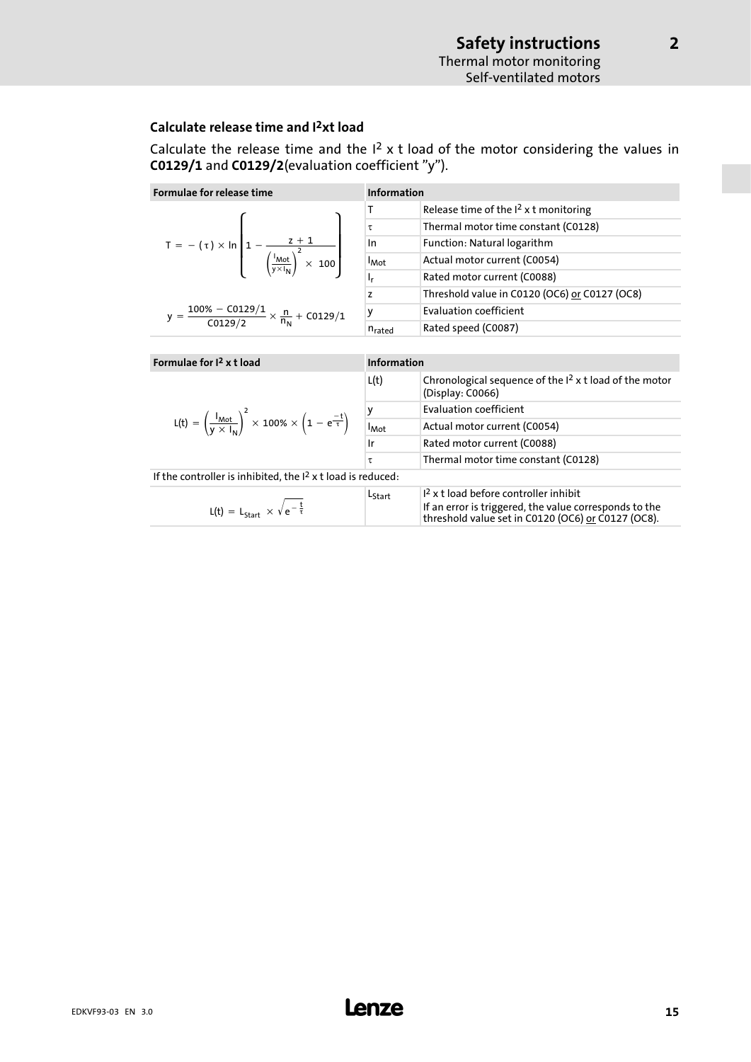### Calculate release time and I²xt load

Calculate the release time and the $I^2 \times t$ load of the motor considering the values in **C0129/1** and **C0129/2**(evaluation coefficient "y").

| Formulae for release time | Information | |
|---|---|---|
| $$T = -(\tau) \times \ln\left(1 - \frac{z+1}{\left(\frac{I_{Mot}}{y \times I_N}\right)^2 \times 100}\right)$$ | T | Release time of the $I^2 \times t$ monitoring |
| | $\tau$ | Thermal motor time constant (C0128) |
| | ln | Function: Natural logarithm |
| | $I_{Mot}$ | Actual motor current (C0054) |
| | $I_r$ | Rated motor current (C0088) |
| | z | Threshold value in C0120 (OC6) or C0127 (OC8) |
| $$y = \frac{100\% - C0129/1}{C0129/2} \times \frac{n}{n_N} + C0129/1$$ | y | Evaluation coefficient |
| | $n_{rated}$ | Rated speed (C0087) |

| Formulae for $I^2 \times t$ load | Information | |
|---|---|---|
| $$L(t) = \left(\frac{I_{Mot}}{y \times I_N}\right)^2 \times 100\% \times \left(1 - e^{\frac{-t}{\tau}}\right)$$ | L(t) | Chronological sequence of the $I^2 \times t$ load of the motor (Display: C0066) |
| | y | Evaluation coefficient |
| | $I_{Mot}$ | Actual motor current (C0054) |
| | Ir | Rated motor current (C0088) |
| | $\tau$ | Thermal motor time constant (C0128) |
| If the controller is inhibited, the $I^2 \times t$ load is reduced: | | |
| $$L(t) = L_{Start} \times \sqrt{e^{-\frac{t}{\tau}}}$$ | $L_{Start}$ | $I^2 \times t$ load before controller inhibit<br>If an error is triggered, the value corresponds to the threshold value set in C0120 (OC6) or C0127 (OC8). |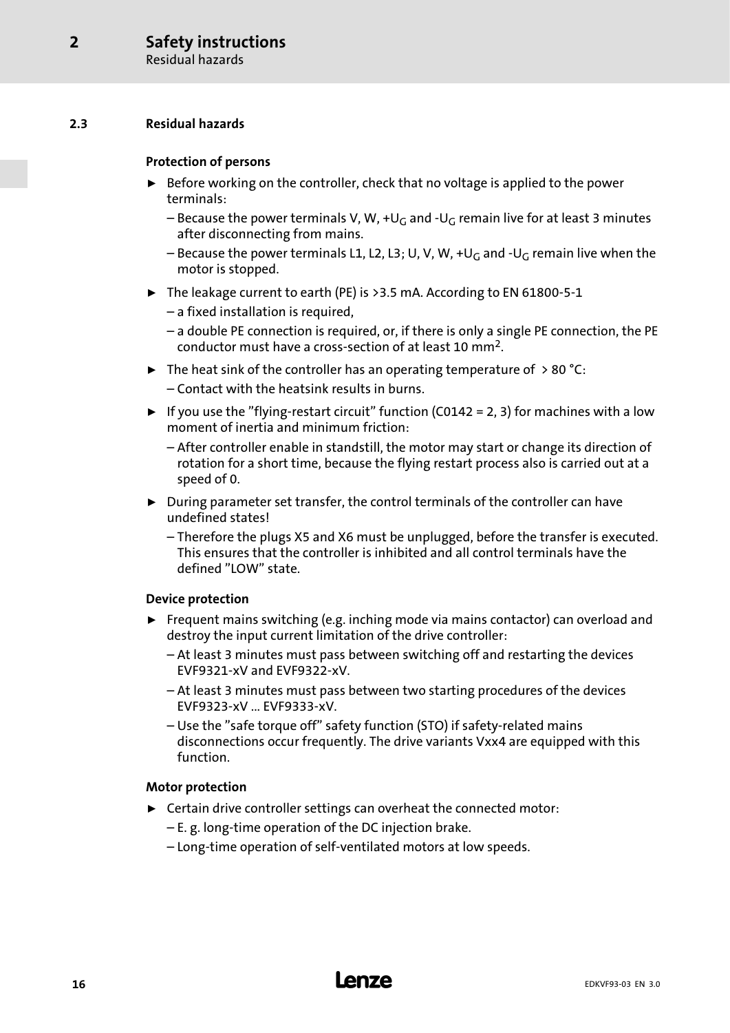## 2.3 Residual hazards

**Protection of persons**

- Before working on the controller, check that no voltage is applied to the power terminals:
  - Because the power terminals V, W, $+U_G$ and $-U_G$ remain live for at least 3 minutes after disconnecting from mains.
  - Because the power terminals L1, L2, L3; U, V, W, $+U_G$ and $-U_G$ remain live when the motor is stopped.
- The leakage current to earth (PE) is >3.5 mA. According to EN 61800-5-1
  - a fixed installation is required,
  - a double PE connection is required, or, if there is only a single PE connection, the PE conductor must have a cross-section of at least 10 $mm^2$.
- The heat sink of the controller has an operating temperature of > 80 °C:
  - Contact with the heatsink results in burns.
- If you use the "flying-restart circuit" function (C0142 = 2, 3) for machines with a low moment of inertia and minimum friction:
  - After controller enable in standstill, the motor may start or change its direction of rotation for a short time, because the flying restart process also is carried out at a speed of 0.
- During parameter set transfer, the control terminals of the controller can have undefined states!
  - Therefore the plugs X5 and X6 must be unplugged, before the transfer is executed. This ensures that the controller is inhibited and all control terminals have the defined "LOW" state.

**Device protection**

- Frequent mains switching (e.g. inching mode via mains contactor) can overload and destroy the input current limitation of the drive controller:
  - At least 3 minutes must pass between switching off and restarting the devices EVF9321-xV and EVF9322-xV.
  - At least 3 minutes must pass between two starting procedures of the devices EVF9323-xV ... EVF9333-xV.
  - Use the "safe torque off" safety function (STO) if safety-related mains disconnections occur frequently. The drive variants Vxx4 are equipped with this function.

**Motor protection**

- Certain drive controller settings can overheat the connected motor:
  - E. g. long-time operation of the DC injection brake.
  - Long-time operation of self-ventilated motors at low speeds.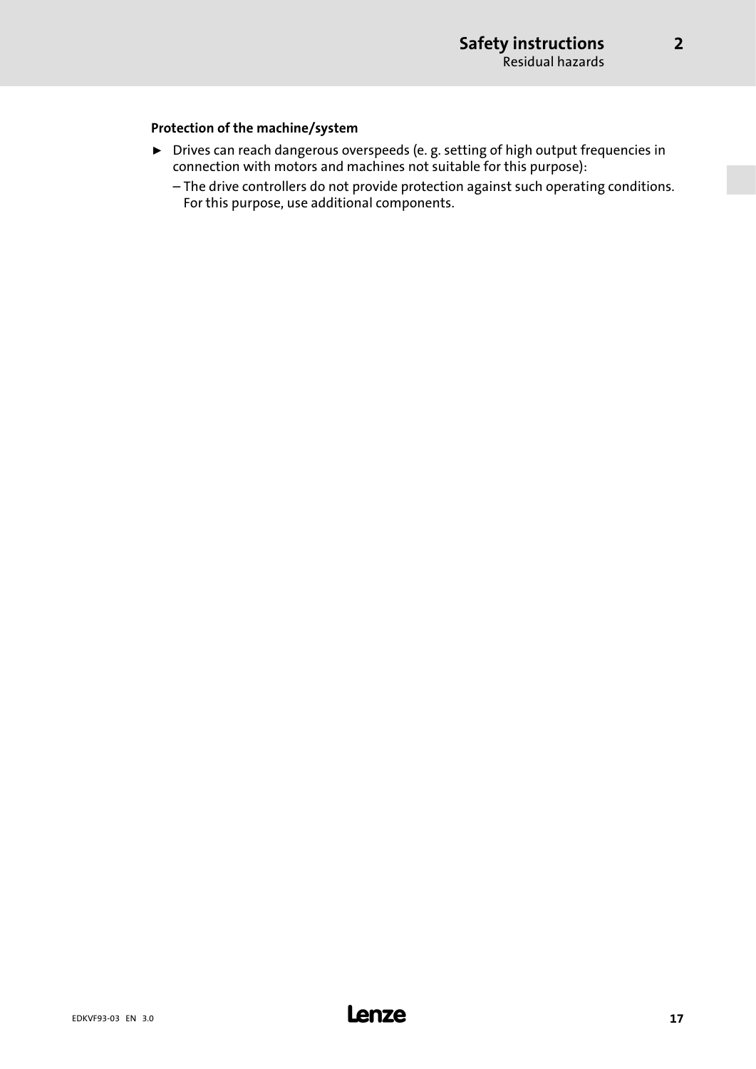**Protection of the machine/system**

- Drives can reach dangerous overspeeds (e. g. setting of high output frequencies in connection with motors and machines not suitable for this purpose):
  - The drive controllers do not provide protection against such operating conditions. For this purpose, use additional components.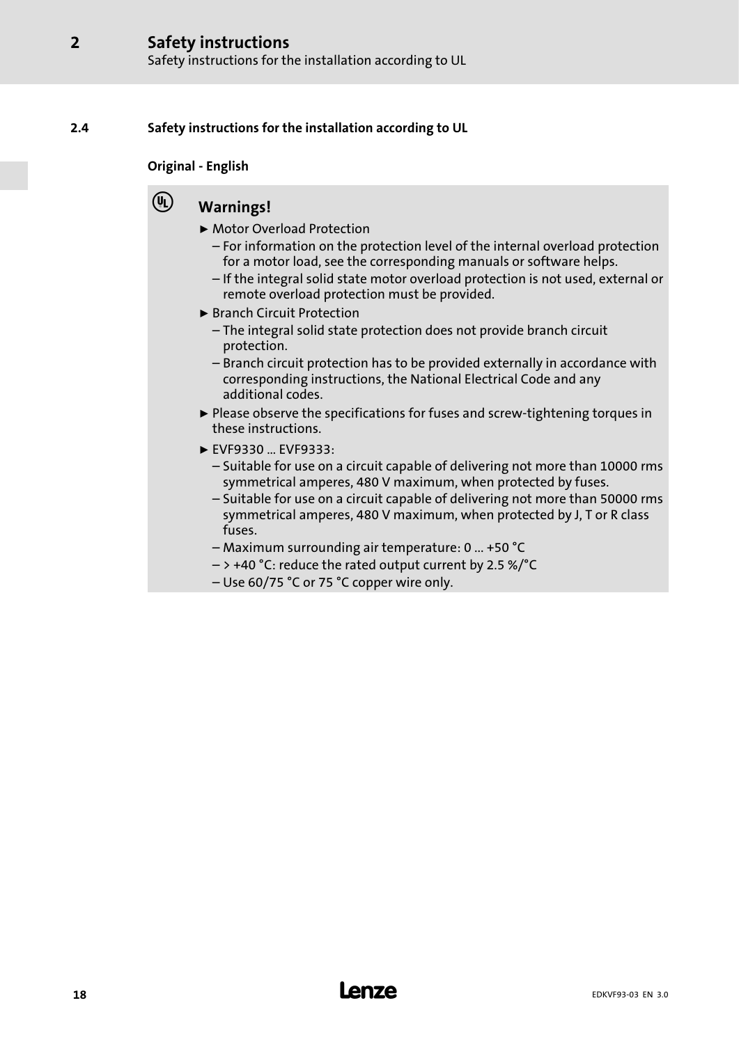### 2.4 Safety instructions for the installation according to UL

**Original - English**

**Warnings!**

- Motor Overload Protection
  - For information on the protection level of the internal overload protection for a motor load, see the corresponding manuals or software helps.
  - If the integral solid state motor overload protection is not used, external or remote overload protection must be provided.
- Branch Circuit Protection
  - The integral solid state protection does not provide branch circuit protection.
  - Branch circuit protection has to be provided externally in accordance with corresponding instructions, the National Electrical Code and any additional codes.
- Please observe the specifications for fuses and screw-tightening torques in these instructions.
- EVF9330 ... EVF9333:
  - Suitable for use on a circuit capable of delivering not more than 10000 rms symmetrical amperes, 480 V maximum, when protected by fuses.
  - Suitable for use on a circuit capable of delivering not more than 50000 rms symmetrical amperes, 480 V maximum, when protected by J, T or R class fuses.
  - Maximum surrounding air temperature: 0 ... +50 °C
  - > +40 °C: reduce the rated output current by 2.5 %/°C
  - Use 60/75 °C or 75 °C copper wire only.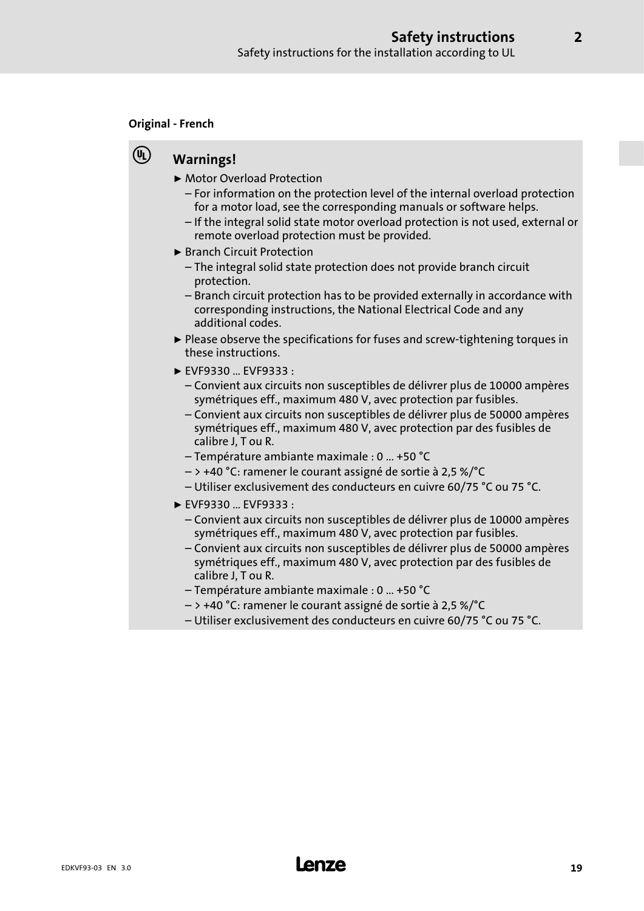**Original - French**

### Warnings!

- Motor Overload Protection
  - For information on the protection level of the internal overload protection for a motor load, see the corresponding manuals or software helps.
  - If the integral solid state motor overload protection is not used, external or remote overload protection must be provided.
- Branch Circuit Protection
  - The integral solid state protection does not provide branch circuit protection.
  - Branch circuit protection has to be provided externally in accordance with corresponding instructions, the National Electrical Code and any additional codes.
- Please observe the specifications for fuses and screw-tightening torques in these instructions.
- EVF9330 ... EVF9333 :
  - Convient aux circuits non susceptibles de délivrer plus de 10000 ampères symétriques eff., maximum 480 V, avec protection par fusibles.
  - Convient aux circuits non susceptibles de délivrer plus de 50000 ampères symétriques eff., maximum 480 V, avec protection par des fusibles de calibre J, T ou R.
  - Température ambiante maximale : 0 ... +50 °C
  - > +40 °C: ramener le courant assigné de sortie à 2,5 %/°C
  - Utiliser exclusivement des conducteurs en cuivre 60/75 °C ou 75 °C.
- EVF9330 ... EVF9333 :
  - Convient aux circuits non susceptibles de délivrer plus de 10000 ampères symétriques eff., maximum 480 V, avec protection par fusibles.
  - Convient aux circuits non susceptibles de délivrer plus de 50000 ampères symétriques eff., maximum 480 V, avec protection par des fusibles de calibre J, T ou R.
  - Température ambiante maximale : 0 ... +50 °C
  - > +40 °C: ramener le courant assigné de sortie à 2,5 %/°C
  - Utiliser exclusivement des conducteurs en cuivre 60/75 °C ou 75 °C.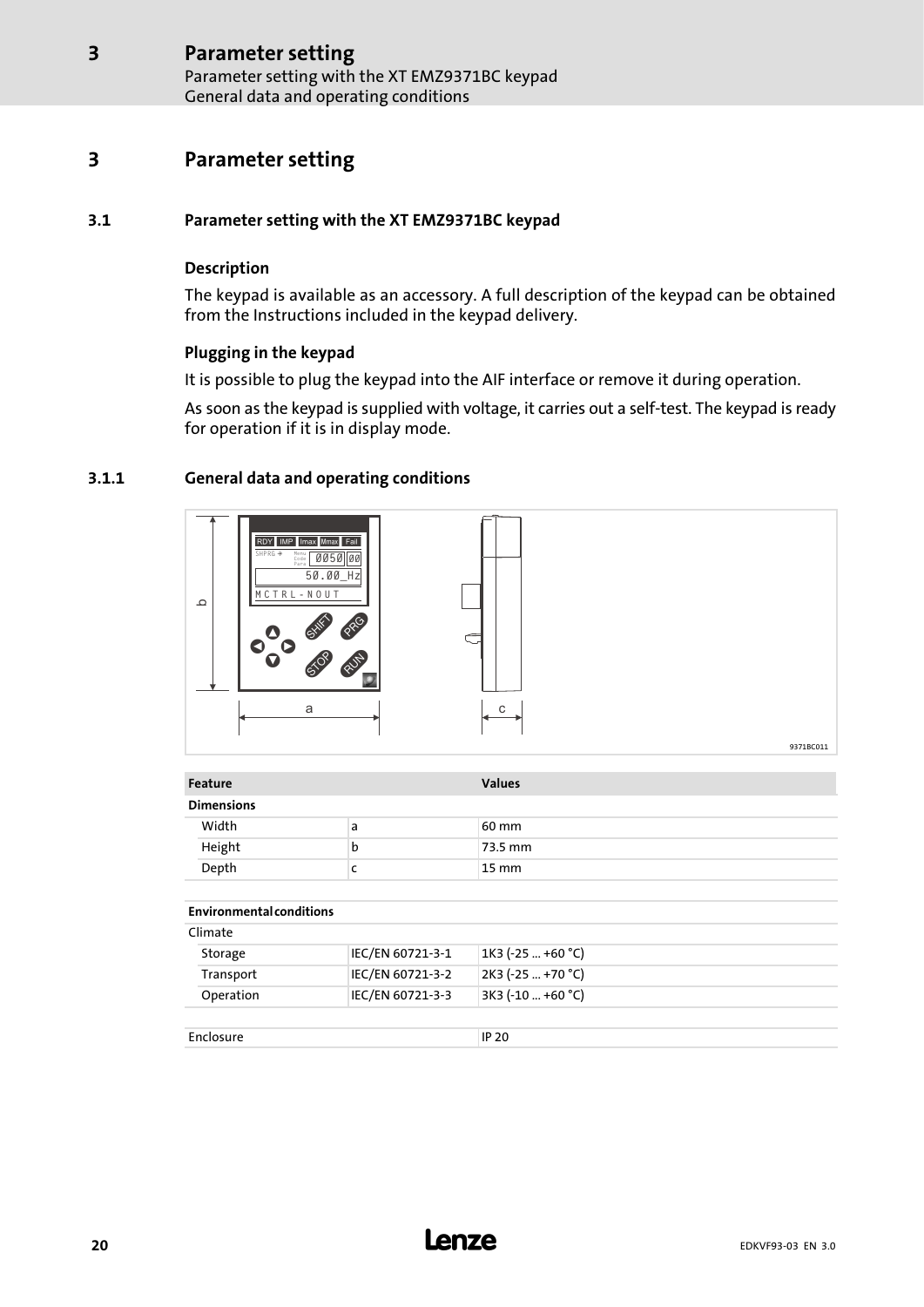# 3 Parameter setting

## 3.1 Parameter setting with the XT EMZ9371BC keypad

### Description

The keypad is available as an accessory. A full description of the keypad can be obtained from the Instructions included in the keypad delivery.

### Plugging in the keypad

It is possible to plug the keypad into the AIF interface or remove it during operation.

As soon as the keypad is supplied with voltage, it carries out a self-test. The keypad is ready for operation if it is in display mode.

### 3.1.1 General data and operating conditions

9371BC011

| Feature | | Values |
|---|---|---|
| **Dimensions** | | |
| Width | a | 60 mm |
| Height | b | 73.5 mm |
| Depth | c | 15 mm |
| | | |
| **Environmental conditions** | | |
| Climate | | |
| Storage | IEC/EN 60721-3-1 | 1K3 (-25 ... +60 °C) |
| Transport | IEC/EN 60721-3-2 | 2K3 (-25 ... +70 °C) |
| Operation | IEC/EN 60721-3-3 | 3K3 (-10 ... +60 °C) |
| | | |
| Enclosure | | IP 20 |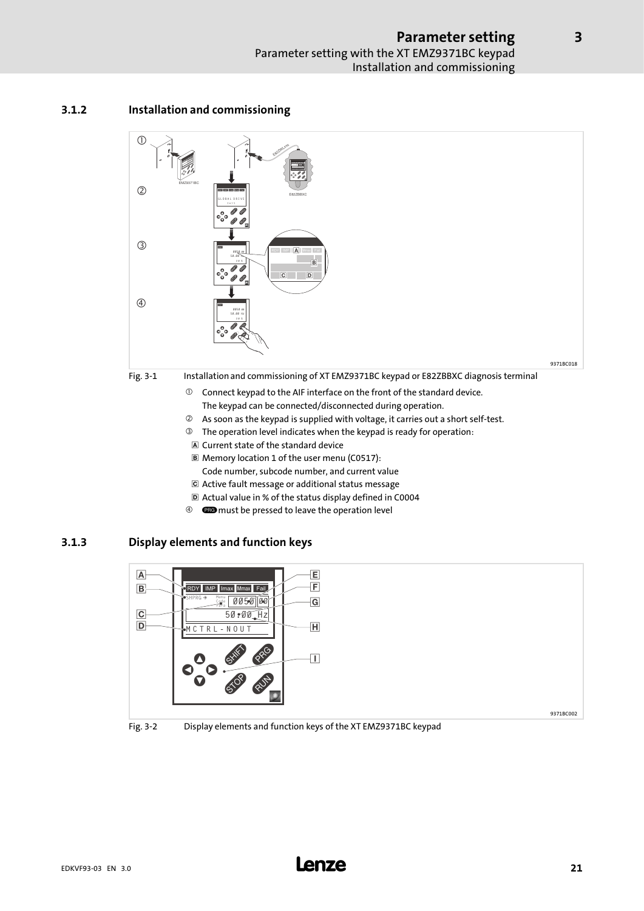### 3.1.2 Installation and commissioning

Fig. 3-1 Installation and commissioning of XT EMZ9371BC keypad or E82ZBBXC diagnosis terminal

① Connect keypad to the AIF interface on the front of the standard device.
   The keypad can be connected/disconnected during operation.

② As soon as the keypad is supplied with voltage, it carries out a short self-test.

③ The operation level indicates when the keypad is ready for operation:

- A Current state of the standard device
- B Memory location 1 of the user menu (C0517):
  Code number, subcode number, and current value
- C Active fault message or additional status message
- D Actual value in % of the status display defined in C0004

④ PRG must be pressed to leave the operation level

### 3.1.3 Display elements and function keys

Fig. 3-2 Display elements and function keys of the XT EMZ9371BC keypad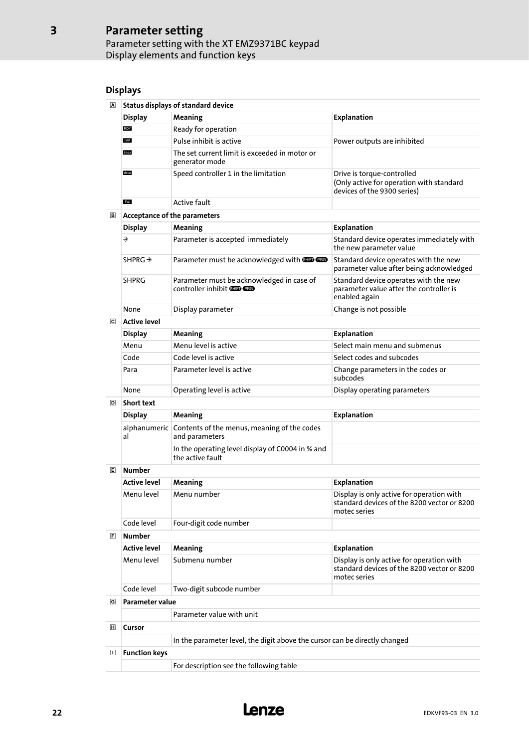## Displays

| | Status displays of standard device | | |
|---|---|---|---|
| A | **Display** | **Meaning** | **Explanation** |
| | RDY | Ready for operation | |
| | IMP | Pulse inhibit is active | Power outputs are inhibited |
| | Imax | The set current limit is exceeded in motor or generator mode | |
| | Mmax | Speed controller 1 in the limitation | Drive is torque-controlled (Only active for operation with standard devices of the 9300 series) |
| | Fail | Active fault | |
| B | **Acceptance of the parameters** | | |
| | **Display** | **Meaning** | **Explanation** |
| | ⇥ | Parameter is accepted immediately | Standard device operates immediately with the new parameter value |
| | SHPRG ⇥ | Parameter must be acknowledged with SHIFT PRG | Standard device operates with the new parameter value after being acknowledged |
| | SHPRG | Parameter must be acknowledged in case of controller inhibit SHIFT PRG | Standard device operates with the new parameter value after the controller is enabled again |
| | None | Display parameter | Change is not possible |
| C | **Active level** | | |
| | **Display** | **Meaning** | **Explanation** |
| | Menu | Menu level is active | Select main menu and submenus |
| | Code | Code level is active | Select codes and subcodes |
| | Para | Parameter level is active | Change parameters in the codes or subcodes |
| | None | Operating level is active | Display operating parameters |
| D | **Short text** | | |
| | **Display** | **Meaning** | **Explanation** |
| | alphanumeric al | Contents of the menus, meaning of the codes and parameters | |
| | | In the operating level display of C0004 in % and the active fault | |
| E | **Number** | | |
| | **Active level** | **Meaning** | **Explanation** |
| | Menu level | Menu number | Display is only active for operation with standard devices of the 8200 vector or 8200 motec series |
| | Code level | Four-digit code number | |
| F | **Number** | | |
| | **Active level** | **Meaning** | **Explanation** |
| | Menu level | Submenu number | Display is only active for operation with standard devices of the 8200 vector or 8200 motec series |
| | Code level | Two-digit subcode number | |
| G | **Parameter value** | | |
| | | Parameter value with unit | |
| H | **Cursor** | | |
| | | In the parameter level, the digit above the cursor can be directly changed | |
| I | **Function keys** | | |
| | | For description see the following table | |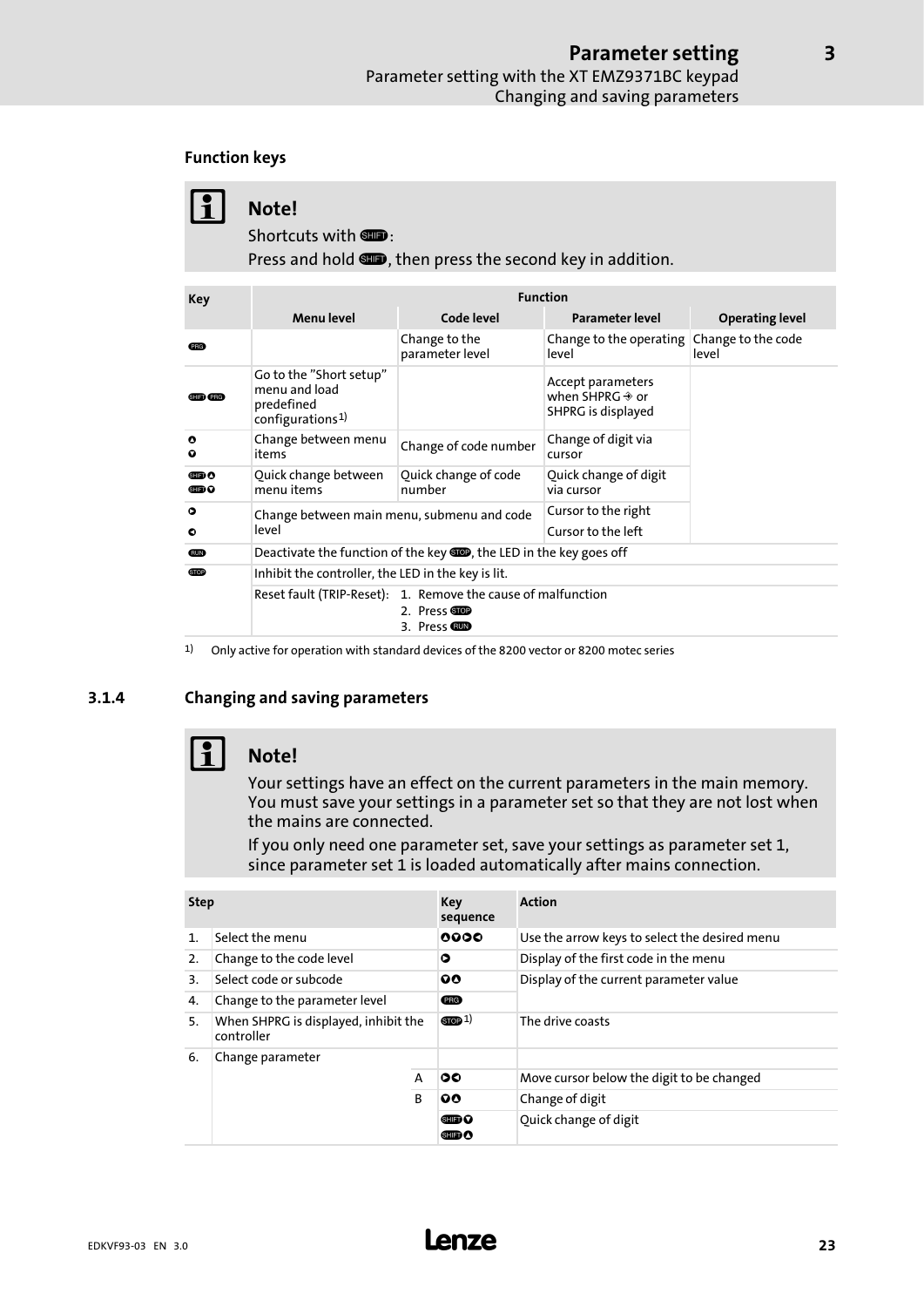#### Function keys

> **Note!**
>
> Shortcuts with SHIFT:
>
> Press and hold SHIFT, then press the second key in addition.

| Key | Function | | | |
|---|---|---|---|---|
| | Menu level | Code level | Parameter level | Operating level |
| PRG | | Change to the parameter level | Change to the operating level | Change to the code level |
| SHIFT PRG | Go to the "Short setup" menu and load predefined configurations[1] | | Accept parameters when SHPRG → or SHPRG is displayed | |
| ▲ ▼ | Change between menu items | Change of code number | Change of digit via cursor | |
| SHIFT ▲ SHIFT ▼ | Quick change between menu items | Quick change of code number | Quick change of digit via cursor | |
| ► | Change between main menu, submenu and code level | | Cursor to the right | |
| ◄ | | | Cursor to the left | |
| RUN | Deactivate the function of the key STOP, the LED in the key goes off | | | |
| STOP | Inhibit the controller, the LED in the key is lit. | | | |
| | Reset fault (TRIP-Reset): 1. Remove the cause of malfunction 2. Press STOP 3. Press RUN | | | |

1) Only active for operation with standard devices of the 8200 vector or 8200 motec series

### 3.1.4 Changing and saving parameters

> **Note!**
>
> Your settings have an effect on the current parameters in the main memory. You must save your settings in a parameter set so that they are not lost when the mains are connected.
>
> If you only need one parameter set, save your settings as parameter set 1, since parameter set 1 is loaded automatically after mains connection.

| Step | | | Key sequence | Action |
|---|---|---|---|---|
| 1. | Select the menu | | ▲▼►◄ | Use the arrow keys to select the desired menu |
| 2. | Change to the code level | | ► | Display of the first code in the menu |
| 3. | Select code or subcode | | ▼▲ | Display of the current parameter value |
| 4. | Change to the parameter level | | PRG | |
| 5. | When SHPRG is displayed, inhibit the controller | | STOP[1] | The drive coasts |
| 6. | Change parameter | | | |
| | | A | ►◄ | Move cursor below the digit to be changed |
| | | B | ▼▲ | Change of digit |
| | | | SHIFT ▼ SHIFT ▲ | Quick change of digit |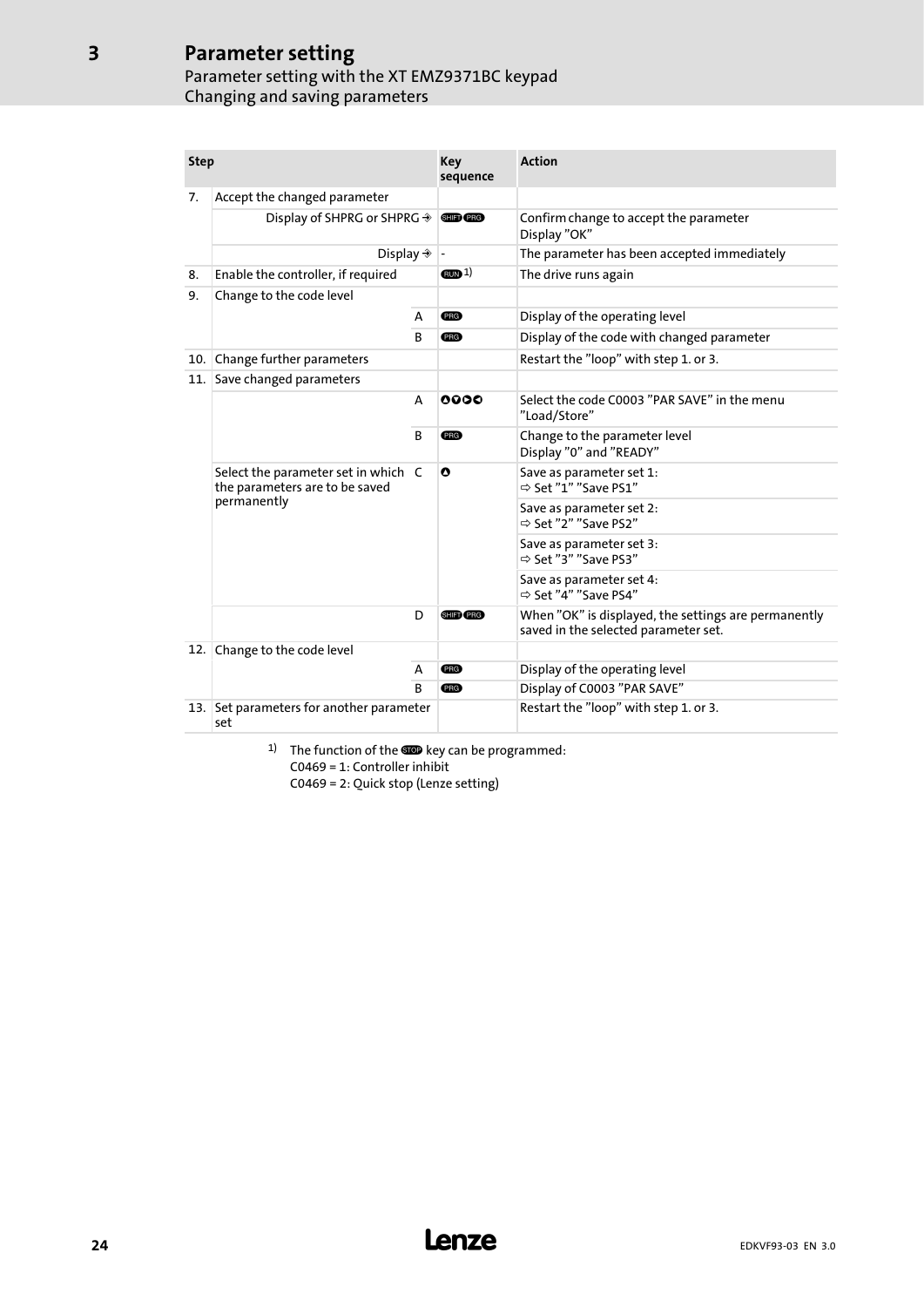# 3 Parameter setting

## Parameter setting with the XT EMZ9371BC keypad

### Changing and saving parameters

| Step | | | Key sequence | Action |
|---|---|---|---|---|
| 7. | Accept the changed parameter | | | |
| | Display of SHPRG or SHPRG → | | SHIFT PRG | Confirm change to accept the parameter Display "OK" |
| | Display → | | - | The parameter has been accepted immediately |
| 8. | Enable the controller, if required | | RUN [1] | The drive runs again |
| 9. | Change to the code level | | | |
| | | A | PRG | Display of the operating level |
| | | B | PRG | Display of the code with changed parameter |
| 10. | Change further parameters | | | Restart the "loop" with step 1. or 3. |
| 11. | Save changed parameters | | | |
| | | A | ▲▼▶◀ | Select the code C0003 "PAR SAVE" in the menu "Load/Store" |
| | | B | PRG | Change to the parameter level Display "0" and "READY" |
| | Select the parameter set in which the parameters are to be saved permanently | C | ▲ | Save as parameter set 1: ⇨ Set "1" "Save PS1" |
| | | | | Save as parameter set 2: ⇨ Set "2" "Save PS2" |
| | | | | Save as parameter set 3: ⇨ Set "3" "Save PS3" |
| | | | | Save as parameter set 4: ⇨ Set "4" "Save PS4" |
| | | D | SHIFT PRG | When "OK" is displayed, the settings are permanently saved in the selected parameter set. |
| 12. | Change to the code level | | | |
| | | A | PRG | Display of the operating level |
| | | B | PRG | Display of C0003 "PAR SAVE" |
| 13. | Set parameters for another parameter set | | | Restart the "loop" with step 1. or 3. |

[1] The function of the STOP key can be programmed:
C0469 = 1: Controller inhibit
C0469 = 2: Quick stop (Lenze setting)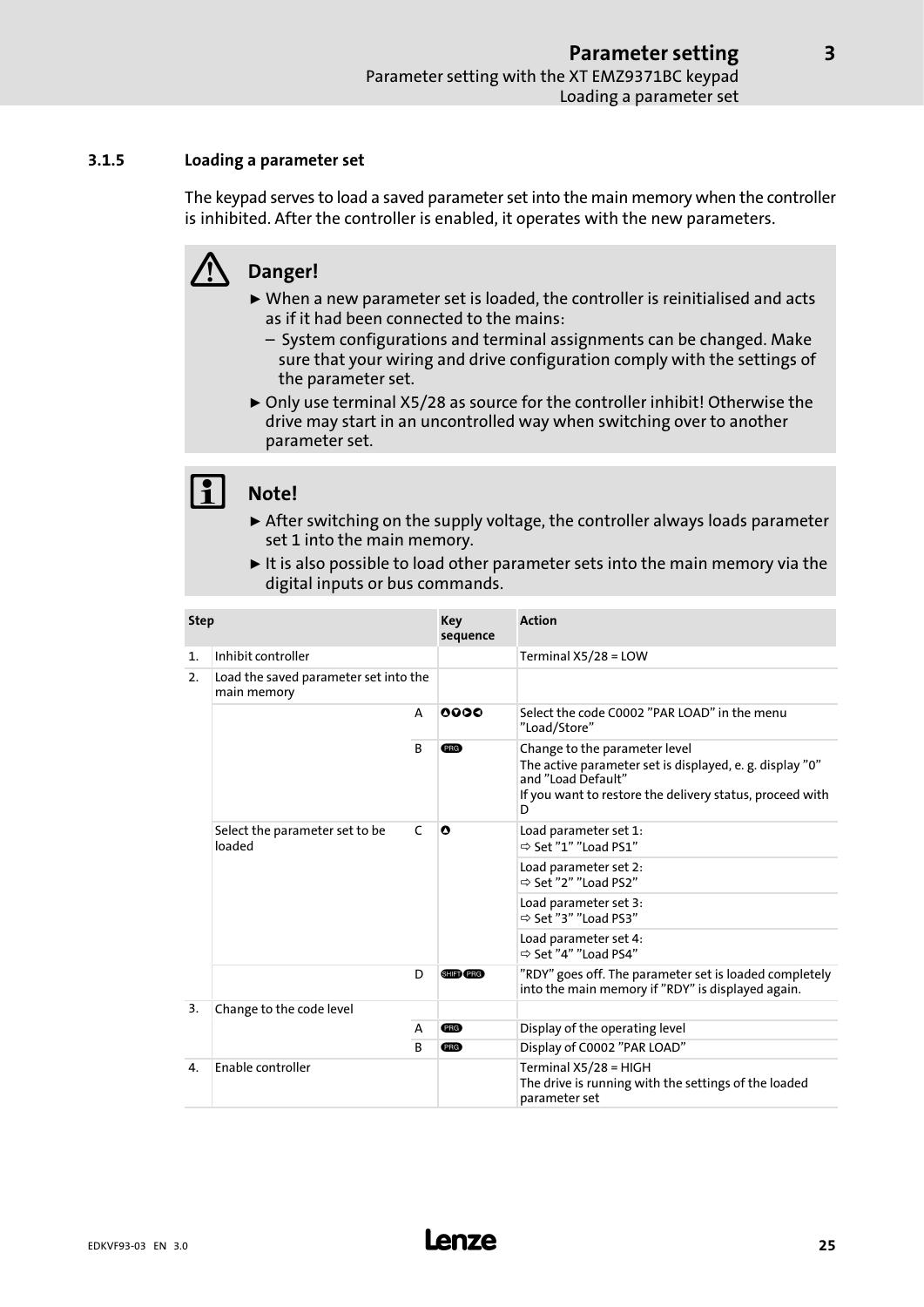### 3.1.5 Loading a parameter set

The keypad serves to load a saved parameter set into the main memory when the controller is inhibited. After the controller is enabled, it operates with the new parameters.

**Danger!**

- When a new parameter set is loaded, the controller is reinitialised and acts as if it had been connected to the mains:
  - System configurations and terminal assignments can be changed. Make sure that your wiring and drive configuration comply with the settings of the parameter set.
- Only use terminal X5/28 as source for the controller inhibit! Otherwise the drive may start in an uncontrolled way when switching over to another parameter set.

**Note!**

- After switching on the supply voltage, the controller always loads parameter set 1 into the main memory.
- It is also possible to load other parameter sets into the main memory via the digital inputs or bus commands.

| Step | | | Key sequence | Action |
|---|---|---|---|---|
| 1. | Inhibit controller | | | Terminal X5/28 = LOW |
| 2. | Load the saved parameter set into the main memory | | | |
| | | A | ▲▼►◄ | Select the code C0002 "PAR LOAD" in the menu "Load/Store" |
| | | B | PRG | Change to the parameter level<br>The active parameter set is displayed, e. g. display "0" and "Load Default"<br>If you want to restore the delivery status, proceed with D |
| | Select the parameter set to be loaded | C | ▲ | Load parameter set 1:<br>⇨ Set "1" "Load PS1" |
| | | | | Load parameter set 2:<br>⇨ Set "2" "Load PS2" |
| | | | | Load parameter set 3:<br>⇨ Set "3" "Load PS3" |
| | | | | Load parameter set 4:<br>⇨ Set "4" "Load PS4" |
| | | D | SHIFT PRG | "RDY" goes off. The parameter set is loaded completely into the main memory if "RDY" is displayed again. |
| 3. | Change to the code level | | | |
| | | A | PRG | Display of the operating level |
| | | B | PRG | Display of C0002 "PAR LOAD" |
| 4. | Enable controller | | | Terminal X5/28 = HIGH<br>The drive is running with the settings of the loaded parameter set |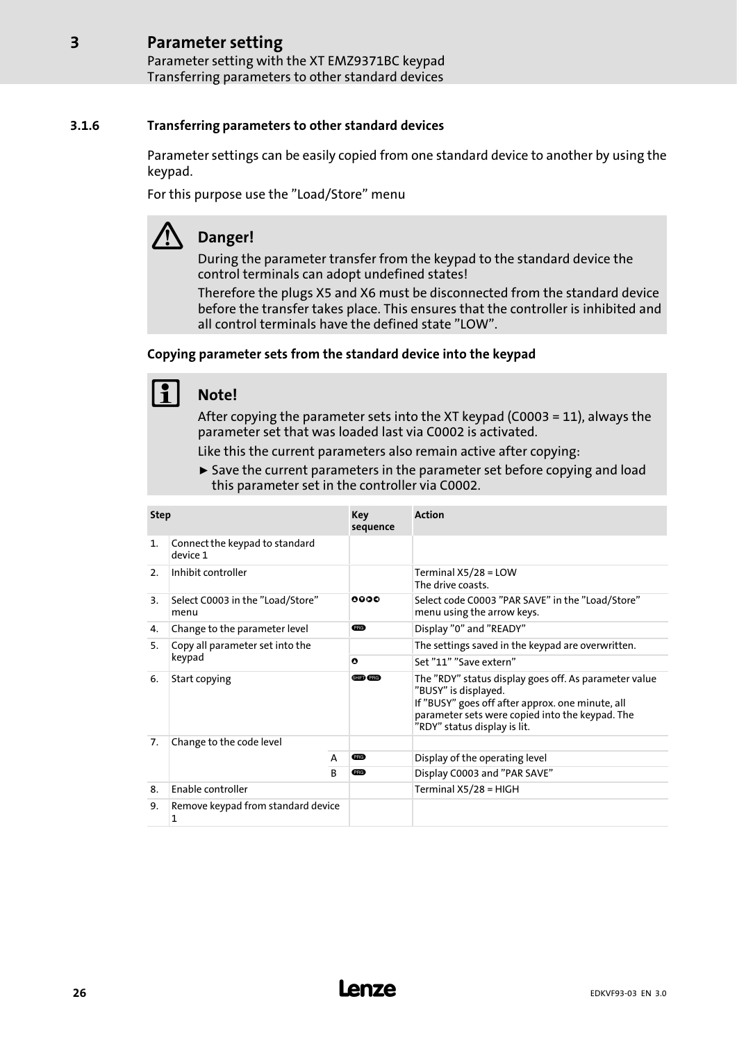### 3.1.6 Transferring parameters to other standard devices

Parameter settings can be easily copied from one standard device to another by using the keypad.

For this purpose use the ”Load/Store” menu

**Danger!**

During the parameter transfer from the keypad to the standard device the control terminals can adopt undefined states!

Therefore the plugs X5 and X6 must be disconnected from the standard device before the transfer takes place. This ensures that the controller is inhibited and all control terminals have the defined state ”LOW”.

#### Copying parameter sets from the standard device into the keypad

**Note!**

After copying the parameter sets into the XT keypad (C0003 = 11), always the parameter set that was loaded last via C0002 is activated.

Like this the current parameters also remain active after copying:

- ► Save the current parameters in the parameter set before copying and load this parameter set in the controller via C0002.

| Step | | | Key sequence | Action |
|---|---|---|---|---|
| 1. | Connect the keypad to standard device 1 | | | |
| 2. | Inhibit controller | | | Terminal X5/28 = LOW<br>The drive coasts. |
| 3. | Select C0003 in the ”Load/Store” menu | | ▲▼◄► | Select code C0003 ”PAR SAVE” in the ”Load/Store” menu using the arrow keys. |
| 4. | Change to the parameter level | | PRG | Display ”0” and ”READY” |
| 5. | Copy all parameter set into the keypad | | | The settings saved in the keypad are overwritten. |
| | | | ▲ | Set ”11” ”Save extern” |
| 6. | Start copying | | SHIFT PRG | The ”RDY” status display goes off. As parameter value ”BUSY” is displayed.<br>If ”BUSY” goes off after approx. one minute, all parameter sets were copied into the keypad. The ”RDY” status display is lit. |
| 7. | Change to the code level | | | |
| | | A | PRG | Display of the operating level |
| | | B | PRG | Display C0003 and ”PAR SAVE” |
| 8. | Enable controller | | | Terminal X5/28 = HIGH |
| 9. | Remove keypad from standard device 1 | | | |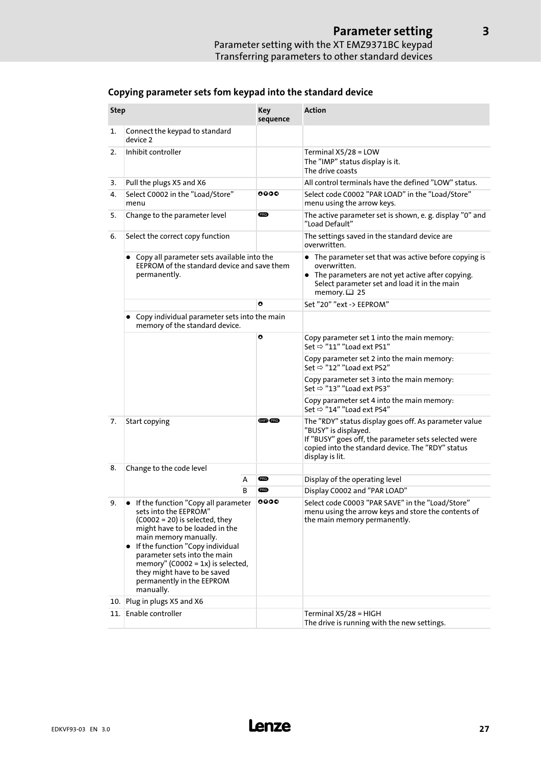## Copying parameter sets fom keypad into the standard device

| Step | | Key sequence | Action |
|---|---|---|---|
| 1. | Connect the keypad to standard device 2 | | |
| 2. | Inhibit controller | | Terminal X5/28 = LOW<br>The "IMP" status display is it.<br>The drive coasts |
| 3. | Pull the plugs X5 and X6 | | All control terminals have the defined "LOW" status. |
| 4. | Select C0002 in the "Load/Store" menu | ▲▼◀▶ | Select code C0002 "PAR LOAD" in the "Load/Store" menu using the arrow keys. |
| 5. | Change to the parameter level | PRG | The active parameter set is shown, e. g. display "0" and "Load Default" |
| 6. | Select the correct copy function | | The settings saved in the standard device are overwritten. |
| | • Copy all parameter sets available into the EEPROM of the standard device and save them permanently. | | • The parameter set that was active before copying is overwritten.<br>• The parameters are not yet active after copying. Select parameter set and load it in the main memory. 📖 25 |
| | | ▲ | Set "20" "ext -> EEPROM" |
| | • Copy individual parameter sets into the main memory of the standard device. | | |
| | | ▲ | Copy parameter set 1 into the main memory:<br>Set ⇨ "11" "Load ext PS1" |
| | | | Copy parameter set 2 into the main memory:<br>Set ⇨ "12" "Load ext PS2" |
| | | | Copy parameter set 3 into the main memory:<br>Set ⇨ "13" "Load ext PS3" |
| | | | Copy parameter set 4 into the main memory:<br>Set ⇨ "14" "Load ext PS4" |
| 7. | Start copying | SHIFT PRG | The "RDY" status display goes off. As parameter value "BUSY" is displayed.<br>If "BUSY" goes off, the parameter sets selected were copied into the standard device. The "RDY" status display is lit. |
| 8. | Change to the code level | | |
| | A | PRG | Display of the operating level |
| | B | PRG | Display C0002 and "PAR LOAD" |
| 9. | • If the function "Copy all parameter sets into the EEPROM" (C0002 = 20) is selected, they might have to be loaded in the main memory manually.<br>• If the function "Copy individual parameter sets into the main memory" (C0002 = 1x) is selected, they might have to be saved permanently in the EEPROM manually. | ▲▼◀▶ | Select code C0003 "PAR SAVE" in the "Load/Store" menu using the arrow keys and store the contents of the main memory permanently. |
| 10. | Plug in plugs X5 and X6 | | |
| 11. | Enable controller | | Terminal X5/28 = HIGH<br>The drive is running with the new settings. |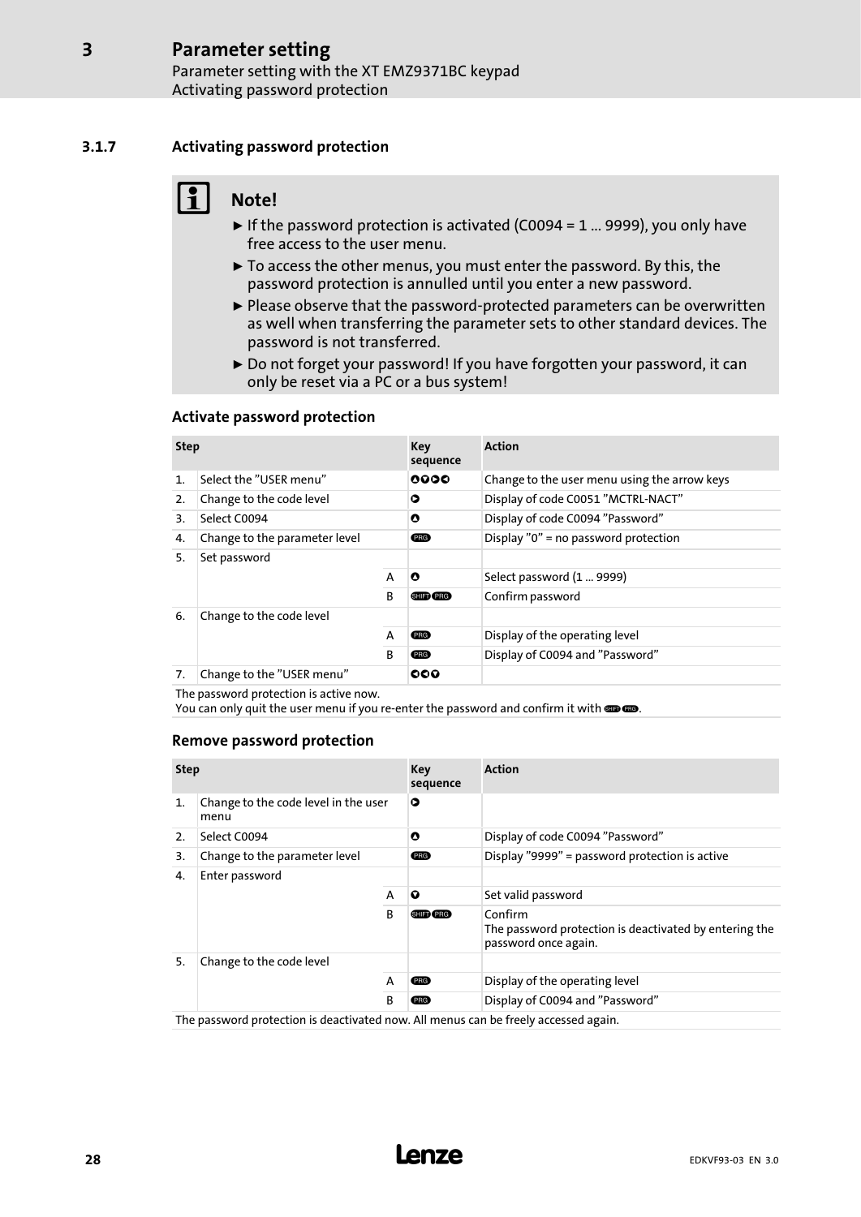### 3.1.7 Activating password protection

**Note!**

- ► If the password protection is activated (C0094 = 1 ... 9999), you only have free access to the user menu.
- ► To access the other menus, you must enter the password. By this, the password protection is annulled until you enter a new password.
- ► Please observe that the password-protected parameters can be overwritten as well when transferring the parameter sets to other standard devices. The password is not transferred.
- ► Do not forget your password! If you have forgotten your password, it can only be reset via a PC or a bus system!

#### Activate password protection

| Step | | | Key sequence | Action |
|---|---|---|---|---|
| 1. | Select the ”USER menu” | | ▲▼▶◀ | Change to the user menu using the arrow keys |
| 2. | Change to the code level | | ▶ | Display of code C0051 ”MCTRL-NACT” |
| 3. | Select C0094 | | ▲ | Display of code C0094 ”Password” |
| 4. | Change to the parameter level | | PRG | Display ”0” = no password protection |
| 5. | Set password | | | |
| | | A | ▲ | Select password (1 ... 9999) |
| | | B | SHIFT PRG | Confirm password |
| 6. | Change to the code level | | | |
| | | A | PRG | Display of the operating level |
| | | B | PRG | Display of C0094 and ”Password” |
| 7. | Change to the ”USER menu” | | ▶◀▼ | |

The password protection is active now.
You can only quit the user menu if you re-enter the password and confirm it with SHIFT PRG.

#### Remove password protection

| Step | | | Key sequence | Action |
|---|---|---|---|---|
| 1. | Change to the code level in the user menu | | ▶ | |
| 2. | Select C0094 | | ▲ | Display of code C0094 ”Password” |
| 3. | Change to the parameter level | | PRG | Display ”9999” = password protection is active |
| 4. | Enter password | | | |
| | | A | ▼ | Set valid password |
| | | B | SHIFT PRG | Confirm<br>The password protection is deactivated by entering the password once again. |
| 5. | Change to the code level | | | |
| | | A | PRG | Display of the operating level |
| | | B | PRG | Display of C0094 and ”Password” |

The password protection is deactivated now. All menus can be freely accessed again.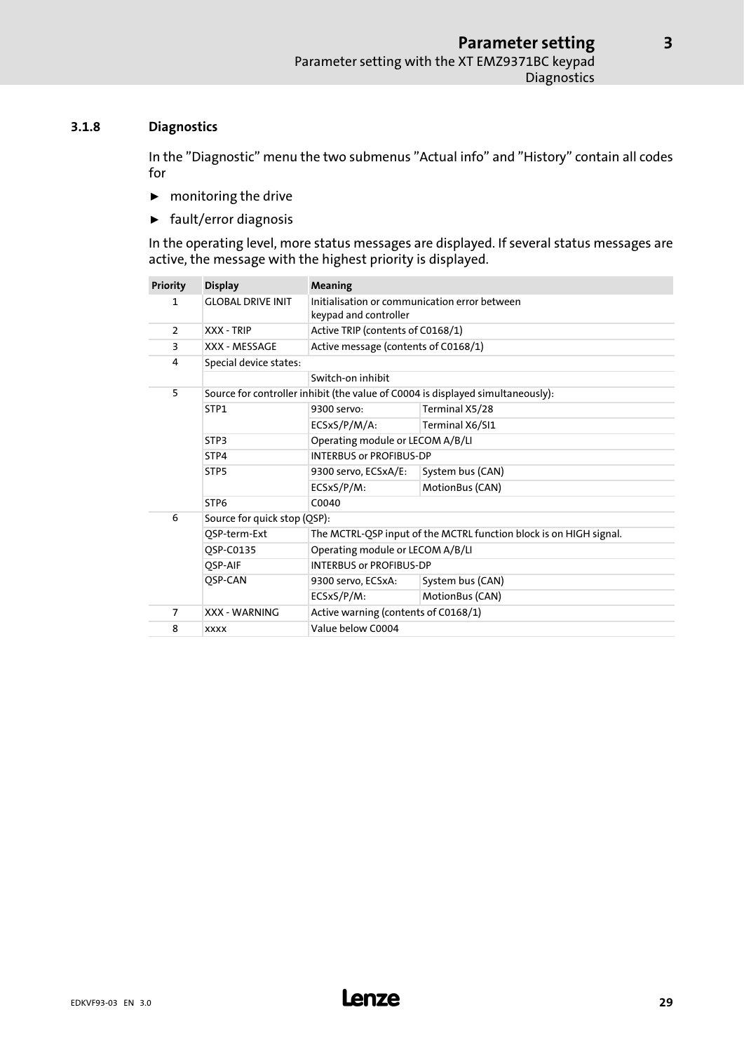### 3.1.8 Diagnostics

In the "Diagnostic" menu the two submenus "Actual info" and "History" contain all codes for

- monitoring the drive
- fault/error diagnosis

In the operating level, more status messages are displayed. If several status messages are active, the message with the highest priority is displayed.

| Priority | Display | Meaning | |
|---|---|---|---|
| 1 | GLOBAL DRIVE INIT | Initialisation or communication error between keypad and controller | |
| 2 | XXX - TRIP | Active TRIP (contents of C0168/1) | |
| 3 | XXX - MESSAGE | Active message (contents of C0168/1) | |
| 4 | Special device states: | | |
| | | Switch-on inhibit | |
| 5 | Source for controller inhibit (the value of C0004 is displayed simultaneously): | | |
| | STP1 | 9300 servo: | Terminal X5/28 |
| | | ECSxS/P/M/A: | Terminal X6/SI1 |
| | STP3 | Operating module or LECOM A/B/LI | |
| | STP4 | INTERBUS or PROFIBUS-DP | |
| | STP5 | 9300 servo, ECSxA/E: | System bus (CAN) |
| | | ECSxS/P/M: | MotionBus (CAN) |
| | STP6 | C0040 | |
| 6 | Source for quick stop (QSP): | | |
| | QSP-term-Ext | The MCTRL-QSP input of the MCTRL function block is on HIGH signal. | |
| | QSP-C0135 | Operating module or LECOM A/B/LI | |
| | QSP-AIF | INTERBUS or PROFIBUS-DP | |
| | QSP-CAN | 9300 servo, ECSxA: | System bus (CAN) |
| | | ECSxS/P/M: | MotionBus (CAN) |
| 7 | XXX - WARNING | Active warning (contents of C0168/1) | |
| 8 | xxxx | Value below C0004 | |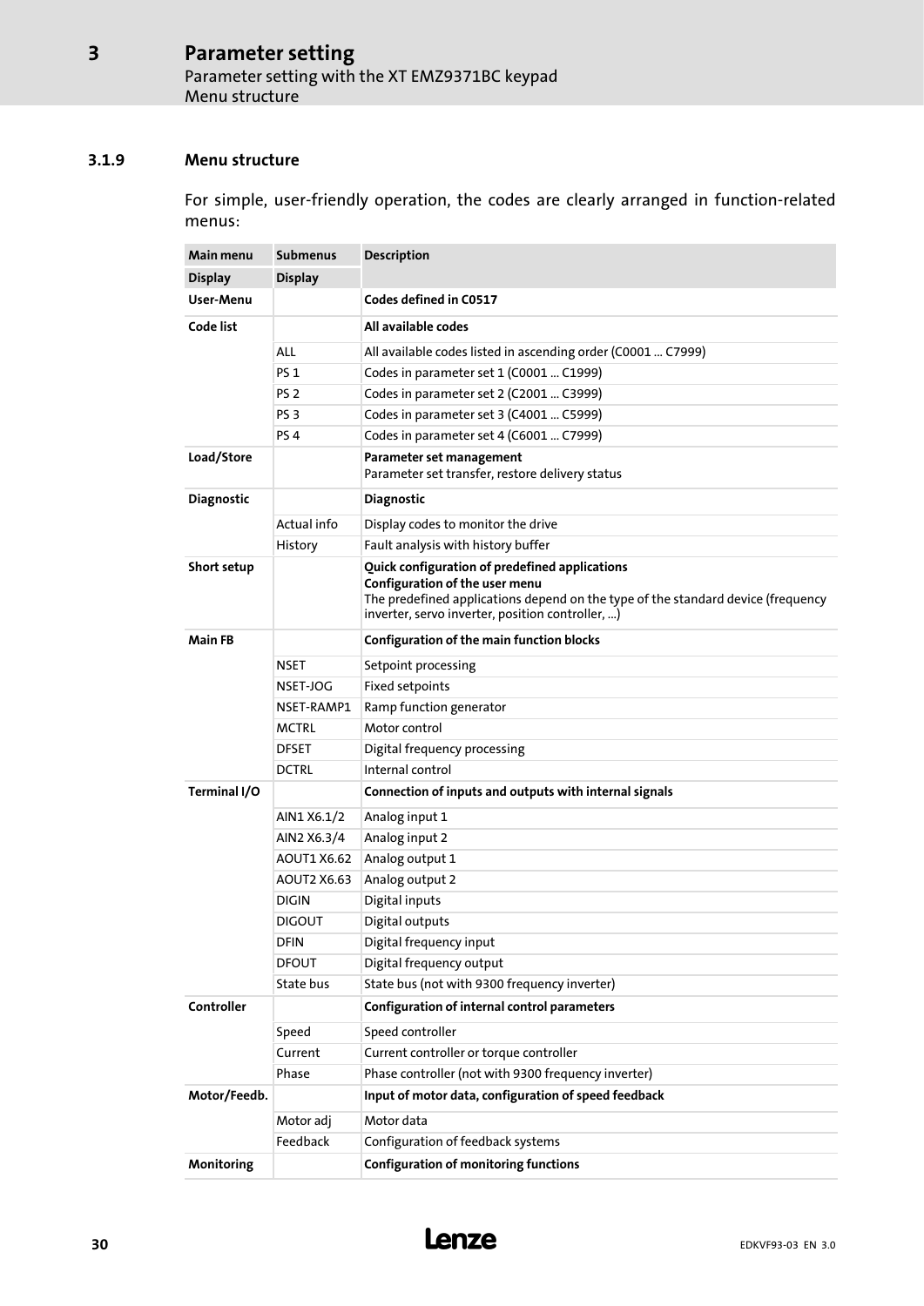### 3.1.9 Menu structure

For simple, user-friendly operation, the codes are clearly arranged in function-related menus:

| Main menu | Submenus | Description |
|---|---|---|
| **Display** | **Display** | |
| **User-Menu** | | **Codes defined in C0517** |
| **Code list** | | **All available codes** |
| | ALL | All available codes listed in ascending order (C0001 ... C7999) |
| | PS 1 | Codes in parameter set 1 (C0001 ... C1999) |
| | PS 2 | Codes in parameter set 2 (C2001 ... C3999) |
| | PS 3 | Codes in parameter set 3 (C4001 ... C5999) |
| | PS 4 | Codes in parameter set 4 (C6001 ... C7999) |
| **Load/Store** | | **Parameter set management**<br>Parameter set transfer, restore delivery status |
| **Diagnostic** | | **Diagnostic** |
| | Actual info | Display codes to monitor the drive |
| | History | Fault analysis with history buffer |
| **Short setup** | | **Quick configuration of predefined applications**<br>**Configuration of the user menu**<br>The predefined applications depend on the type of the standard device (frequency inverter, servo inverter, position controller, ...) |
| **Main FB** | | **Configuration of the main function blocks** |
| | NSET | Setpoint processing |
| | NSET-JOG | Fixed setpoints |
| | NSET-RAMP1 | Ramp function generator |
| | MCTRL | Motor control |
| | DFSET | Digital frequency processing |
| | DCTRL | Internal control |
| **Terminal I/O** | | **Connection of inputs and outputs with internal signals** |
| | AIN1 X6.1/2 | Analog input 1 |
| | AIN2 X6.3/4 | Analog input 2 |
| | AOUT1 X6.62 | Analog output 1 |
| | AOUT2 X6.63 | Analog output 2 |
| | DIGIN | Digital inputs |
| | DIGOUT | Digital outputs |
| | DFIN | Digital frequency input |
| | DFOUT | Digital frequency output |
| | State bus | State bus (not with 9300 frequency inverter) |
| **Controller** | | **Configuration of internal control parameters** |
| | Speed | Speed controller |
| | Current | Current controller or torque controller |
| | Phase | Phase controller (not with 9300 frequency inverter) |
| **Motor/Feedb.** | | **Input of motor data, configuration of speed feedback** |
| | Motor adj | Motor data |
| | Feedback | Configuration of feedback systems |
| **Monitoring** | | **Configuration of monitoring functions** |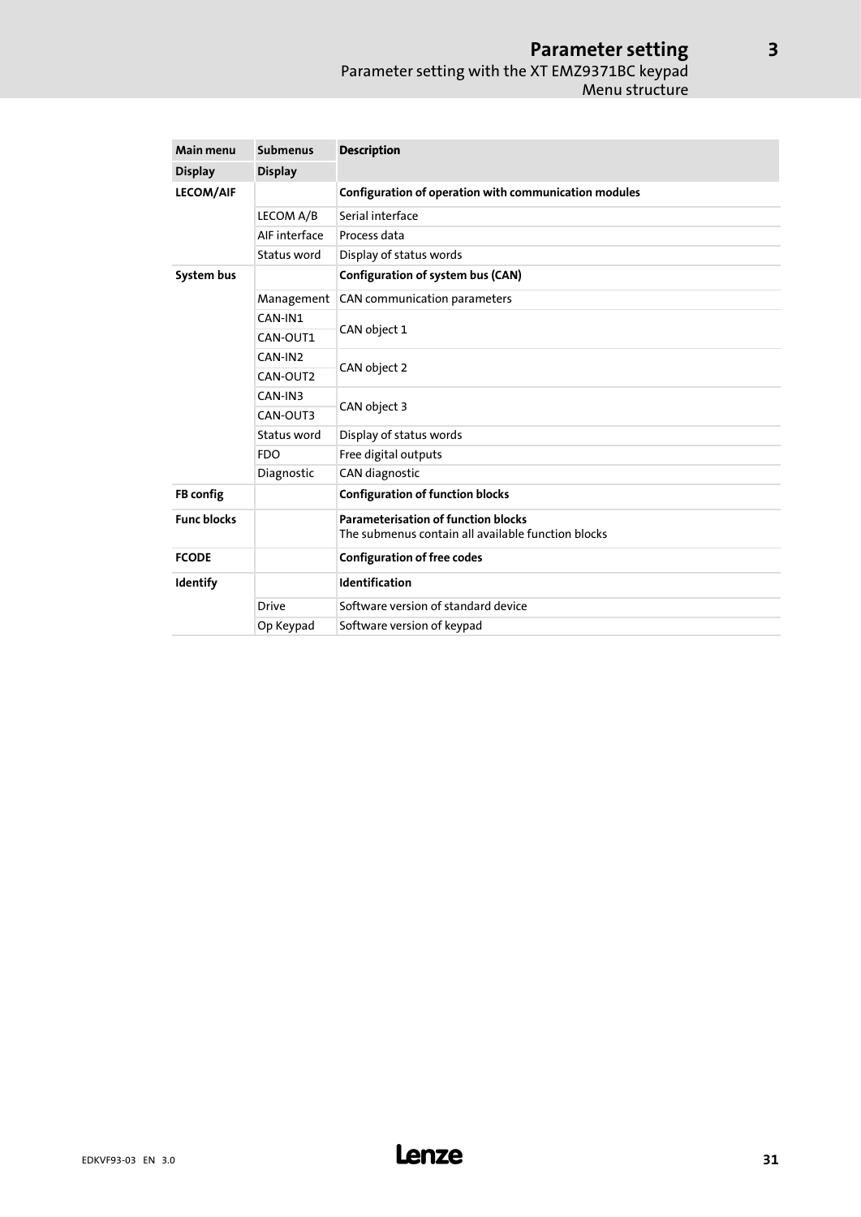| Main menu | Submenus | Description |
|---|---|---|
| **Display** | **Display** | |
| **LECOM/AIF** | | **Configuration of operation with communication modules** |
| | LECOM A/B | Serial interface |
| | AIF interface | Process data |
| | Status word | Display of status words |
| **System bus** | | **Configuration of system bus (CAN)** |
| | Management | CAN communication parameters |
| | CAN-IN1 | CAN object 1 |
| | CAN-OUT1 | |
| | CAN-IN2 | CAN object 2 |
| | CAN-OUT2 | |
| | CAN-IN3 | CAN object 3 |
| | CAN-OUT3 | |
| | Status word | Display of status words |
| | FDO | Free digital outputs |
| | Diagnostic | CAN diagnostic |
| **FB config** | | **Configuration of function blocks** |
| **Func blocks** | | **Parameterisation of function blocks**<br>The submenus contain all available function blocks |
| **FCODE** | | **Configuration of free codes** |
| **Identify** | | **Identification** |
| | Drive | Software version of standard device |
| | Op Keypad | Software version of keypad |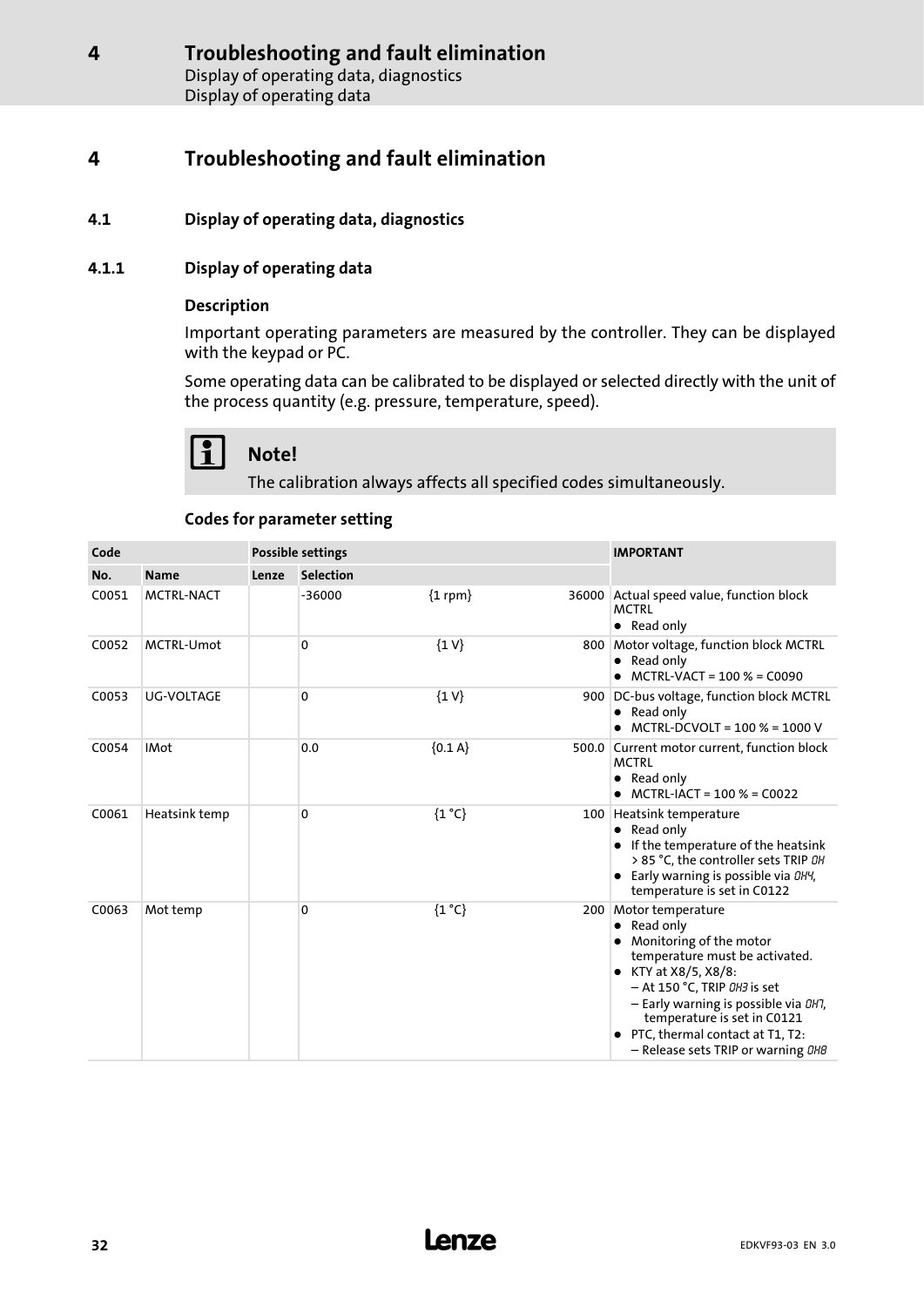# 4 Troubleshooting and fault elimination

## 4.1 Display of operating data, diagnostics

### 4.1.1 Display of operating data

#### Description

Important operating parameters are measured by the controller. They can be displayed with the keypad or PC.

Some operating data can be calibrated to be displayed or selected directly with the unit of the process quantity (e.g. pressure, temperature, speed).

**Note!**

The calibration always affects all specified codes simultaneously.

#### Codes for parameter setting

| Code | | Possible settings | | | | IMPORTANT |
|---|---|---|---|---|---|---|
| No. | Name | Lenze | Selection | | | |
| C0051 | MCTRL-NACT | | -36000 | {1 rpm} | 36000 | Actual speed value, function block MCTRL<br>● Read only |
| C0052 | MCTRL-Umot | | 0 | {1 V} | 800 | Motor voltage, function block MCTRL<br>● Read only<br>● MCTRL-VACT = 100 % = C0090 |
| C0053 | UG-VOLTAGE | | 0 | {1 V} | 900 | DC-bus voltage, function block MCTRL<br>● Read only<br>● MCTRL-DCVOLT = 100 % = 1000 V |
| C0054 | IMot | | 0.0 | {0.1 A} | 500.0 | Current motor current, function block MCTRL<br>● Read only<br>● MCTRL-IACT = 100 % = C0022 |
| C0061 | Heatsink temp | | 0 | {1 °C} | 100 | Heatsink temperature<br>● Read only<br>● If the temperature of the heatsink > 85 °C, the controller sets TRIP *OH*<br>● Early warning is possible via *OH4*, temperature is set in C0122 |
| C0063 | Mot temp | | 0 | {1 °C} | 200 | Motor temperature<br>● Read only<br>● Monitoring of the motor temperature must be activated.<br>● KTY at X8/5, X8/8:<br>– At 150 °C, TRIP *OH3* is set<br>– Early warning is possible via *OH7*, temperature is set in C0121<br>● PTC, thermal contact at T1, T2:<br>– Release sets TRIP or warning *OH8* |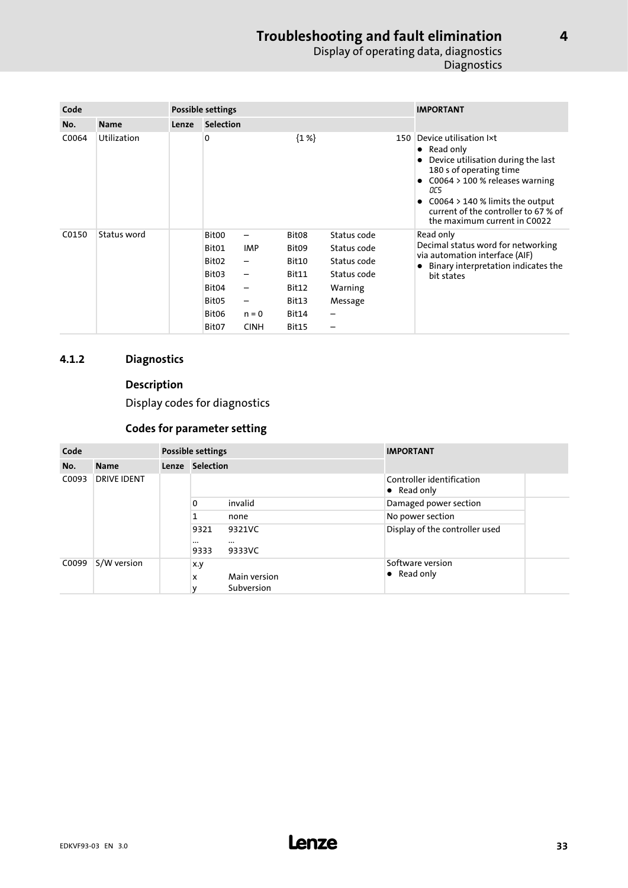| Code | | Possible settings | | | | | | IMPORTANT |
|---|---|---|---|---|---|---|---|---|
| No. | Name | Lenze | Selection | | | | | |
| C0064 | Utilization | | 0 | | {1 %} | | 150 | Device utilisation I×t<br>• Read only<br>• Device utilisation during the last 180 s of operating time<br>• C0064 > 100 % releases warning OC5<br>• C0064 > 140 % limits the output current of the controller to 67 % of the maximum current in C0022 |
| C0150 | Status word | | Bit00 | – | Bit08 | Status code | | Read only<br>Decimal status word for networking via automation interface (AIF)<br>• Binary interpretation indicates the bit states |
| | | | Bit01 | IMP | Bit09 | Status code | | |
| | | | Bit02 | – | Bit10 | Status code | | |
| | | | Bit03 | – | Bit11 | Status code | | |
| | | | Bit04 | – | Bit12 | Warning | | |
| | | | Bit05 | – | Bit13 | Message | | |
| | | | Bit06 | n = 0 | Bit14 | – | | |
| | | | Bit07 | CINH | Bit15 | – | | |

### 4.1.2 Diagnostics

#### Description

Display codes for diagnostics

#### Codes for parameter setting

| Code | | Possible settings | | | IMPORTANT |
|---|---|---|---|---|---|
| No. | Name | Lenze | Selection | | |
| C0093 | DRIVE IDENT | | | | Controller identification<br>• Read only |
| | | | 0 | invalid | Damaged power section |
| | | | 1 | none | No power section |
| | | | 9321<br>...<br>9333 | 9321VC<br>...<br>9333VC | Display of the controller used |
| C0099 | S/W version | | x.y<br>x<br>y | <br>Main version<br>Subversion | Software version<br>• Read only |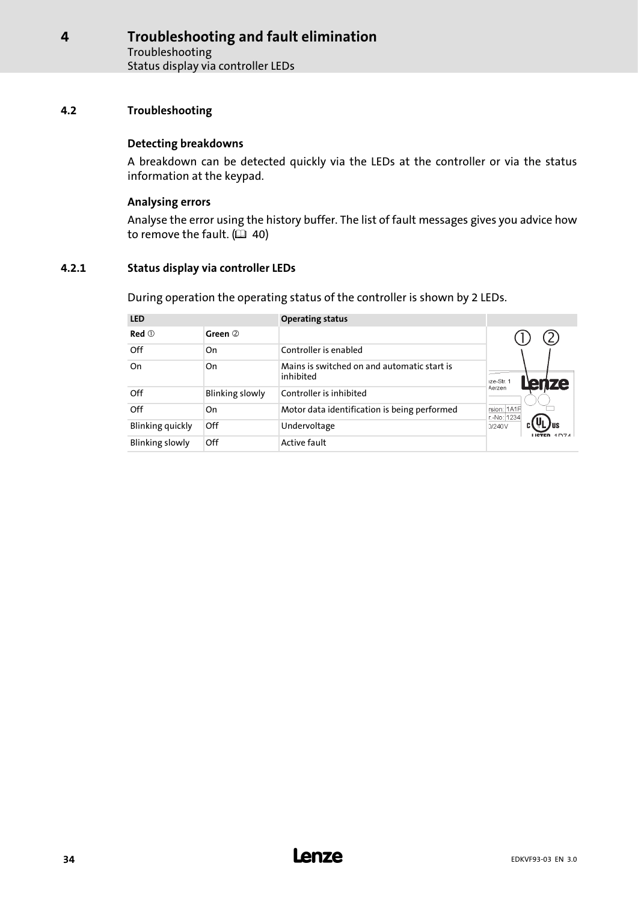## 4.2 Troubleshooting

### Detecting breakdowns

A breakdown can be detected quickly via the LEDs at the controller or via the status information at the keypad.

### Analysing errors

Analyse the error using the history buffer. The list of fault messages gives you advice how to remove the fault. (📖 40)

### 4.2.1 Status display via controller LEDs

During operation the operating status of the controller is shown by 2 LEDs.

| LED | | Operating status |
|---|---|---|
| **Red** ① | **Green** ② | |
| Off | On | Controller is enabled |
| On | On | Mains is switched on and automatic start is inhibited |
| Off | Blinking slowly | Controller is inhibited |
| Off | On | Motor data identification is being performed |
| Blinking quickly | Off | Undervoltage |
| Blinking slowly | Off | Active fault |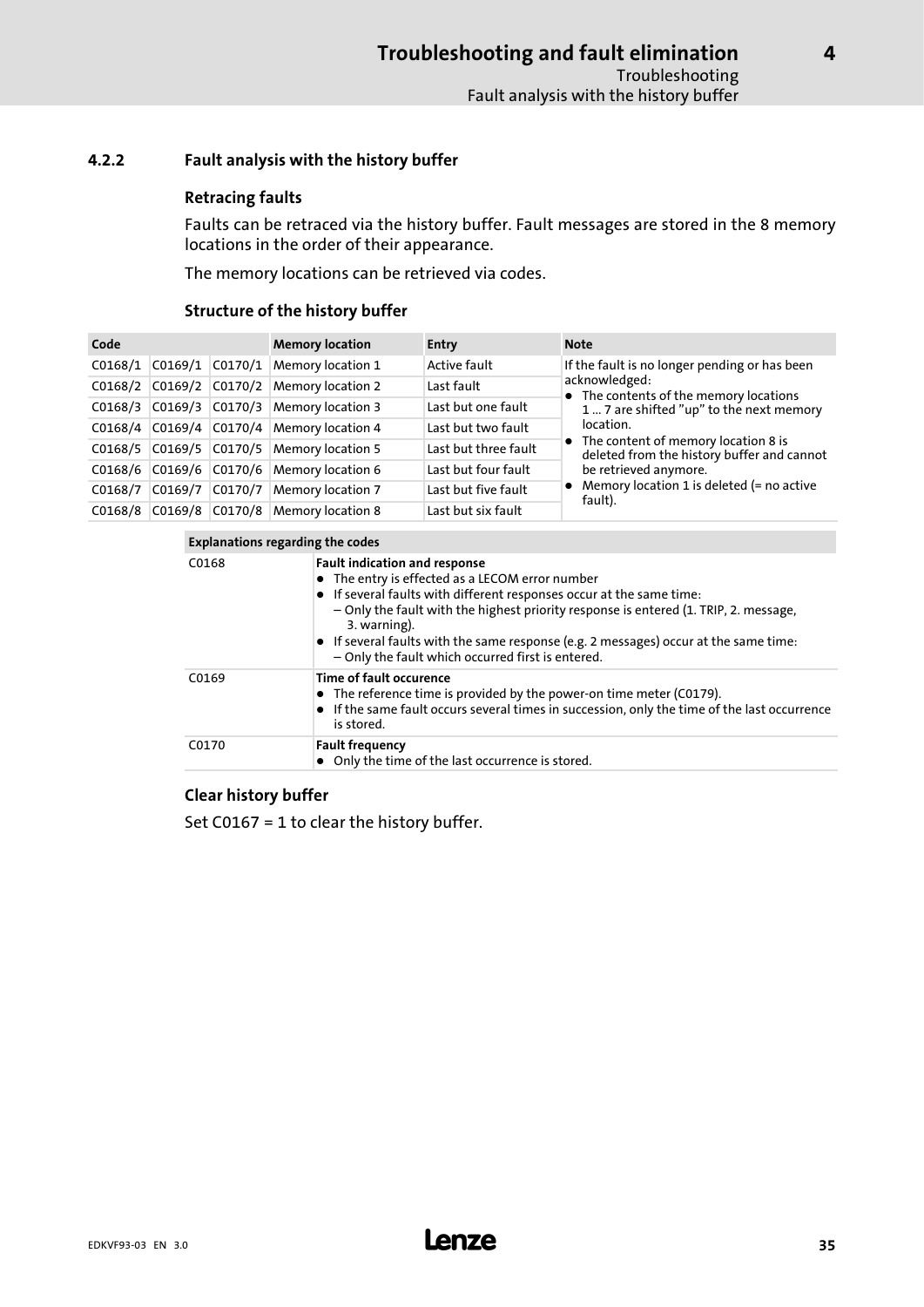## 4.2.2 Fault analysis with the history buffer

### Retracing faults

Faults can be retraced via the history buffer. Fault messages are stored in the 8 memory locations in the order of their appearance.

The memory locations can be retrieved via codes.

### Structure of the history buffer

| Code | | | Memory location | Entry | Note |
|---|---|---|---|---|---|
| C0168/1 | C0169/1 | C0170/1 | Memory location 1 | Active fault | If the fault is no longer pending or has been acknowledged:<br>● The contents of the memory locations 1 ... 7 are shifted "up" to the next memory location.<br>● The content of memory location 8 is deleted from the history buffer and cannot be retrieved anymore.<br>● Memory location 1 is deleted (= no active fault). |
| C0168/2 | C0169/2 | C0170/2 | Memory location 2 | Last fault | |
| C0168/3 | C0169/3 | C0170/3 | Memory location 3 | Last but one fault | |
| C0168/4 | C0169/4 | C0170/4 | Memory location 4 | Last but two fault | |
| C0168/5 | C0169/5 | C0170/5 | Memory location 5 | Last but three fault | |
| C0168/6 | C0169/6 | C0170/6 | Memory location 6 | Last but four fault | |
| C0168/7 | C0169/7 | C0170/7 | Memory location 7 | Last but five fault | |
| C0168/8 | C0169/8 | C0170/8 | Memory location 8 | Last but six fault | |

| Explanations regarding the codes | |
|---|---|
| C0168 | **Fault indication and response**<br>● The entry is effected as a LECOM error number<br>● If several faults with different responses occur at the same time:<br>– Only the fault with the highest priority response is entered (1. TRIP, 2. message, 3. warning).<br>● If several faults with the same response (e.g. 2 messages) occur at the same time:<br>– Only the fault which occurred first is entered. |
| C0169 | **Time of fault occurence**<br>● The reference time is provided by the power-on time meter (C0179).<br>● If the same fault occurs several times in succession, only the time of the last occurrence is stored. |
| C0170 | **Fault frequency**<br>● Only the time of the last occurrence is stored. |

### Clear history buffer

Set C0167 = 1 to clear the history buffer.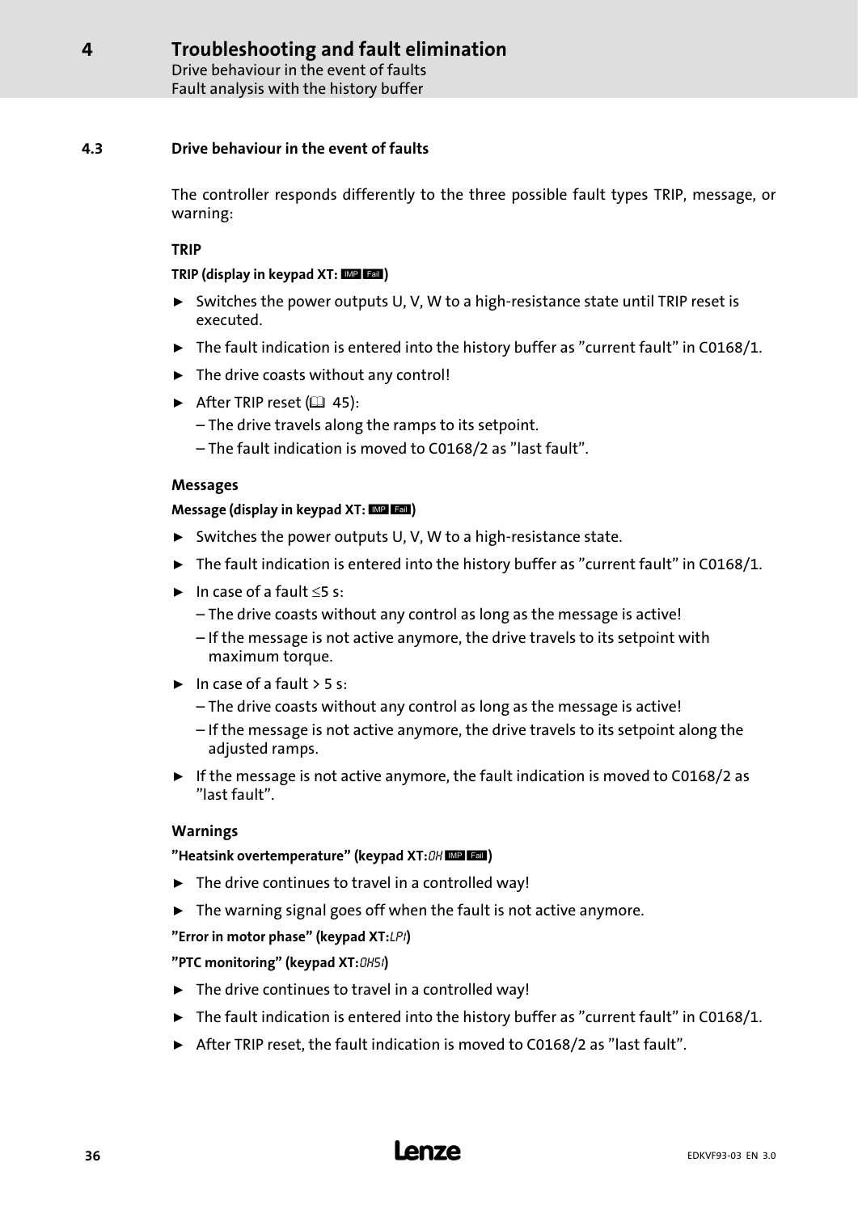## 4.3 Drive behaviour in the event of faults

The controller responds differently to the three possible fault types TRIP, message, or warning:

### TRIP

**TRIP (display in keypad XT: IMP Fail)**

- Switches the power outputs U, V, W to a high-resistance state until TRIP reset is executed.
- The fault indication is entered into the history buffer as "current fault" in C0168/1.
- The drive coasts without any control!
- After TRIP reset (📖 45):
  - – The drive travels along the ramps to its setpoint.
  - – The fault indication is moved to C0168/2 as "last fault".

### Messages

**Message (display in keypad XT: IMP Fail)**

- Switches the power outputs U, V, W to a high-resistance state.
- The fault indication is entered into the history buffer as "current fault" in C0168/1.
- In case of a fault ≤5 s:
  - – The drive coasts without any control as long as the message is active!
  - – If the message is not active anymore, the drive travels to its setpoint with maximum torque.
- In case of a fault > 5 s:
  - – The drive coasts without any control as long as the message is active!
  - – If the message is not active anymore, the drive travels to its setpoint along the adjusted ramps.
- If the message is not active anymore, the fault indication is moved to C0168/2 as "last fault".

### Warnings

**"Heatsink overtemperature" (keypad XT: OH IMP Fail)**

- The drive continues to travel in a controlled way!
- The warning signal goes off when the fault is not active anymore.

**"Error in motor phase" (keypad XT: LP1)**

**"PTC monitoring" (keypad XT: OH51)**

- The drive continues to travel in a controlled way!
- The fault indication is entered into the history buffer as "current fault" in C0168/1.
- After TRIP reset, the fault indication is moved to C0168/2 as "last fault".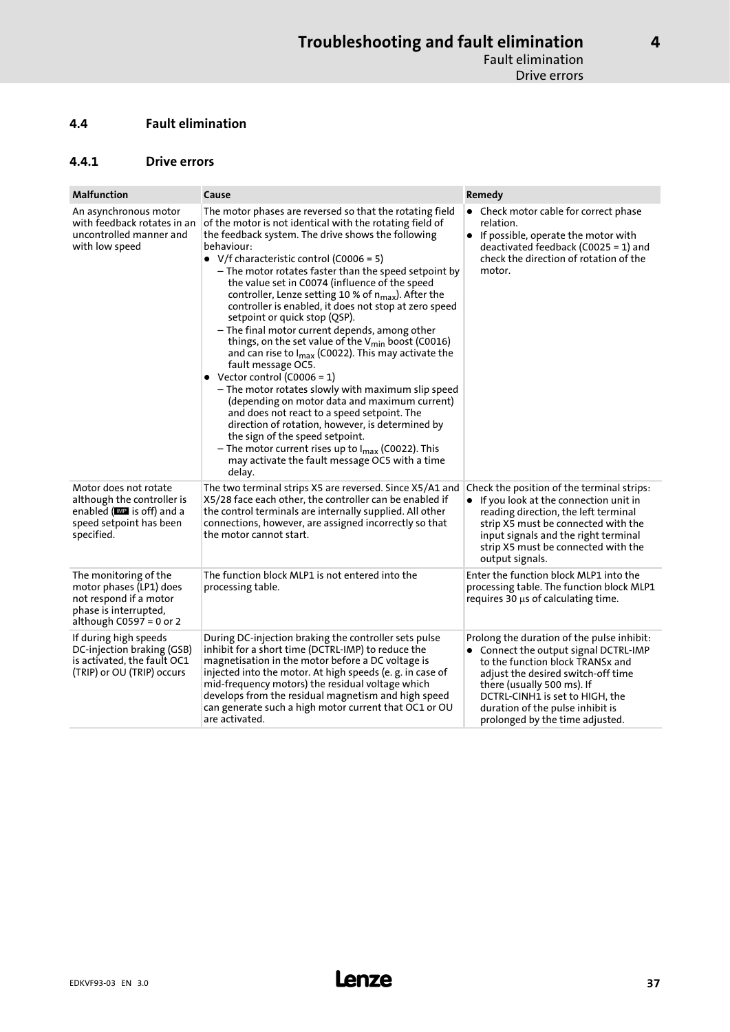## 4.4 Fault elimination

### 4.4.1 Drive errors

| Malfunction | Cause | Remedy |
|---|---|---|
| An asynchronous motor with feedback rotates in an uncontrolled manner and with low speed | The motor phases are reversed so that the rotating field of the motor is not identical with the rotating field of the feedback system. The drive shows the following behaviour:<br>● V/f characteristic control (C0006 = 5)<br>– The motor rotates faster than the speed setpoint by the value set in C0074 (influence of the speed controller, Lenze setting 10 % of $n_{max}$). After the controller is enabled, it does not stop at zero speed setpoint or quick stop (QSP).<br>– The final motor current depends, among other things, on the set value of the $V_{min}$ boost (C0016) and can rise to $I_{max}$ (C0022). This may activate the fault message OC5.<br>● Vector control (C0006 = 1)<br>– The motor rotates slowly with maximum slip speed (depending on motor data and maximum current) and does not react to a speed setpoint. The direction of rotation, however, is determined by the sign of the speed setpoint.<br>– The motor current rises up to $I_{max}$ (C0022). This may activate the fault message OC5 with a time delay. | ● Check motor cable for correct phase relation.<br>● If possible, operate the motor with deactivated feedback (C0025 = 1) and check the direction of rotation of the motor. |
| Motor does not rotate although the controller is enabled (IMP is off) and a speed setpoint has been specified. | The two terminal strips X5 are reversed. Since X5/A1 and X5/28 face each other, the controller can be enabled if the control terminals are internally supplied. All other connections, however, are assigned incorrectly so that the motor cannot start. | Check the position of the terminal strips:<br>● If you look at the connection unit in reading direction, the left terminal strip X5 must be connected with the input signals and the right terminal strip X5 must be connected with the output signals. |
| The monitoring of the motor phases (LP1) does not respond if a motor phase is interrupted, although C0597 = 0 or 2 | The function block MLP1 is not entered into the processing table. | Enter the function block MLP1 into the processing table. The function block MLP1 requires 30 μs of calculating time. |
| If during high speeds DC-injection braking (GSB) is activated, the fault OC1 (TRIP) or OU (TRIP) occurs | During DC-injection braking the controller sets pulse inhibit for a short time (DCTRL-IMP) to reduce the magnetisation in the motor before a DC voltage is injected into the motor. At high speeds (e. g. in case of mid-frequency motors) the residual voltage which develops from the residual magnetism and high speed can generate such a high motor current that OC1 or OU are activated. | Prolong the duration of the pulse inhibit:<br>● Connect the output signal DCTRL-IMP to the function block TRANSx and adjust the desired switch-off time there (usually 500 ms). If DCTRL-CINH1 is set to HIGH, the duration of the pulse inhibit is prolonged by the time adjusted. |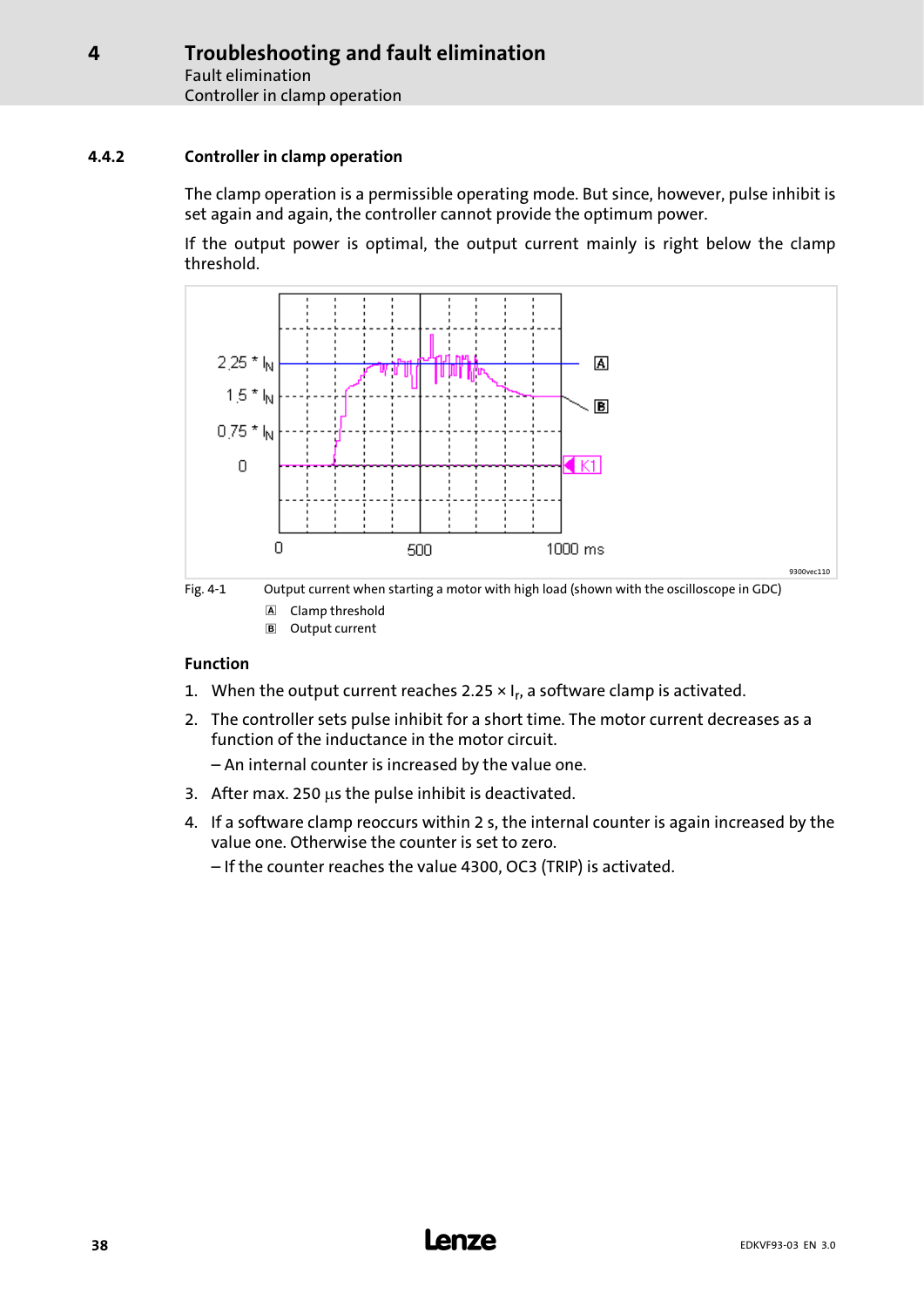### 4.4.2 Controller in clamp operation

The clamp operation is a permissible operating mode. But since, however, pulse inhibit is set again and again, the controller cannot provide the optimum power.

If the output power is optimal, the output current mainly is right below the clamp threshold.

Fig. 4-1 Output current when starting a motor with high load (shown with the oscilloscope in GDC)

A Clamp threshold

B Output current

#### Function

1. When the output current reaches 2.25 × $I_r$, a software clamp is activated.
2. The controller sets pulse inhibit for a short time. The motor current decreases as a function of the inductance in the motor circuit.

   – An internal counter is increased by the value one.
3. After max. 250 µs the pulse inhibit is deactivated.
4. If a software clamp reoccurs within 2 s, the internal counter is again increased by the value one. Otherwise the counter is set to zero.

   – If the counter reaches the value 4300, OC3 (TRIP) is activated.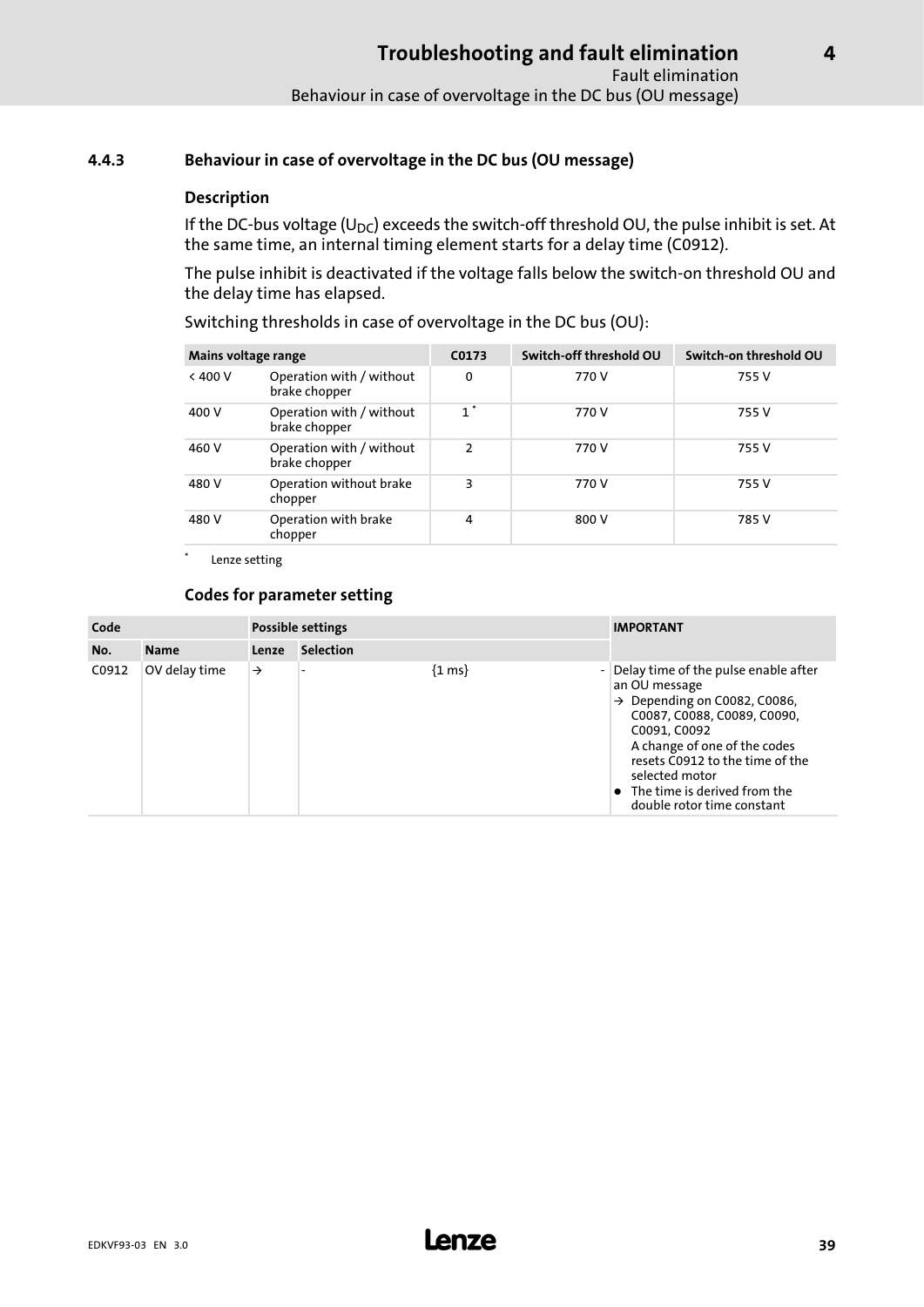### 4.4.3 Behaviour in case of overvoltage in the DC bus (OU message)

#### Description

If the DC-bus voltage ($U_{DC}$) exceeds the switch-off threshold OU, the pulse inhibit is set. At the same time, an internal timing element starts for a delay time (C0912).

The pulse inhibit is deactivated if the voltage falls below the switch-on threshold OU and the delay time has elapsed.

Switching thresholds in case of overvoltage in the DC bus (OU):

| Mains voltage range | | C0173 | Switch-off threshold OU | Switch-on threshold OU |
|---|---|---|---|---|
| < 400 V | Operation with / without brake chopper | 0 | 770 V | 755 V |
| 400 V | Operation with / without brake chopper | 1 * | 770 V | 755 V |
| 460 V | Operation with / without brake chopper | 2 | 770 V | 755 V |
| 480 V | Operation without brake chopper | 3 | 770 V | 755 V |
| 480 V | Operation with brake chopper | 4 | 800 V | 785 V |

* Lenze setting

#### Codes for parameter setting

| Code | | Possible settings | | | | IMPORTANT |
|---|---|---|---|---|---|---|
| No. | Name | Lenze | Selection | | | |
| C0912 | OV delay time | → | - | {1 ms} | - | Delay time of the pulse enable after an OU message<br>→ Depending on C0082, C0086, C0087, C0088, C0089, C0090, C0091, C0092<br>A change of one of the codes resets C0912 to the time of the selected motor<br>• The time is derived from the double rotor time constant |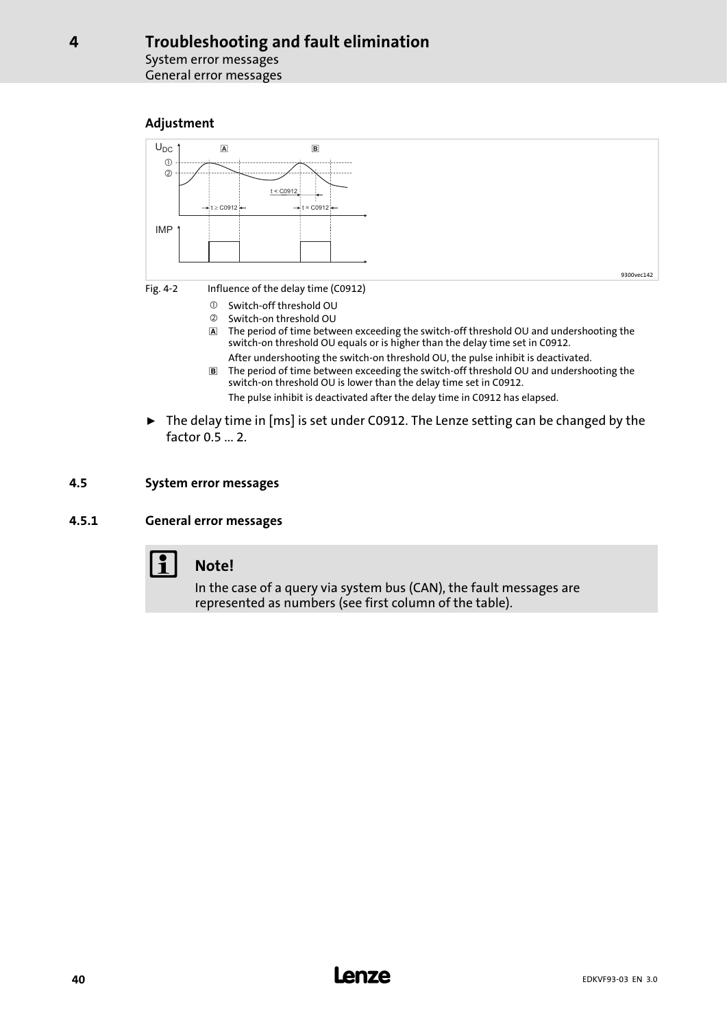#### Adjustment

Fig. 4-2 Influence of the delay time (C0912)

① Switch-off threshold OU
② Switch-on threshold OU
A The period of time between exceeding the switch-off threshold OU and undershooting the switch-on threshold OU equals or is higher than the delay time set in C0912.
After undershooting the switch-on threshold OU, the pulse inhibit is deactivated.
B The period of time between exceeding the switch-off threshold OU and undershooting the switch-on threshold OU is lower than the delay time set in C0912.
The pulse inhibit is deactivated after the delay time in C0912 has elapsed.

- The delay time in [ms] is set under C0912. The Lenze setting can be changed by the factor 0.5 ... 2.

## 4.5 System error messages

### 4.5.1 General error messages

**Note!**

In the case of a query via system bus (CAN), the fault messages are represented as numbers (see first column of the table).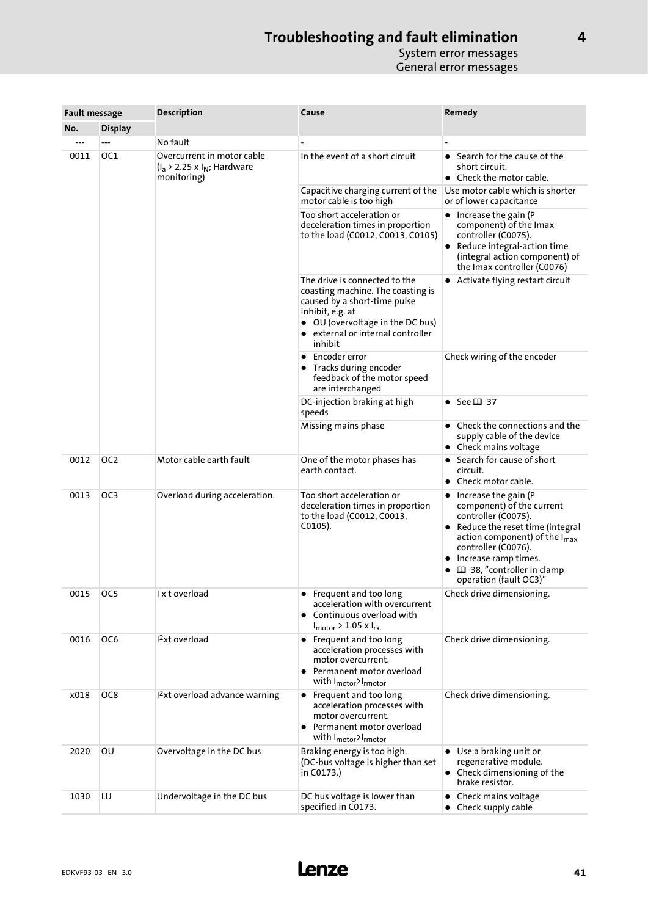# 4 Troubleshooting and fault elimination

## System error messages

### General error messages

| Fault message | | Description | Cause | Remedy |
|---|---|---|---|---|
| No. | Display | | | |
| --- | --- | No fault | - | - |
| 0011 | OC1 | Overcurrent in motor cable ($I_a$ > 2.25 x $I_N$; Hardware monitoring) | In the event of a short circuit | • Search for the cause of the short circuit.<br>• Check the motor cable. |
| | | | Capacitive charging current of the motor cable is too high | Use motor cable which is shorter or of lower capacitance |
| | | | Too short acceleration or deceleration times in proportion to the load (C0012, C0013, C0105) | • Increase the gain (P component) of the Imax controller (C0075).<br>• Reduce integral-action time (integral action component) of the Imax controller (C0076) |
| | | | The drive is connected to the coasting machine. The coasting is caused by a short-time pulse inhibit, e.g. at<br>• OU (overvoltage in the DC bus)<br>• external or internal controller inhibit | • Activate flying restart circuit |
| | | | • Encoder error<br>• Tracks during encoder feedback of the motor speed are interchanged | Check wiring of the encoder |
| | | | DC-injection braking at high speeds | • See 📖 37 |
| | | | Missing mains phase | • Check the connections and the supply cable of the device<br>• Check mains voltage |
| 0012 | OC2 | Motor cable earth fault | One of the motor phases has earth contact. | • Search for cause of short circuit.<br>• Check motor cable. |
| 0013 | OC3 | Overload during acceleration. | Too short acceleration or deceleration times in proportion to the load (C0012, C0013, C0105). | • Increase the gain (P component) of the current controller (C0075).<br>• Reduce the reset time (integral action component) of the $I_{max}$ controller (C0076).<br>• Increase ramp times.<br>• 📖 38, "controller in clamp operation (fault OC3)" |
| 0015 | OC5 | I x t overload | • Frequent and too long acceleration with overcurrent<br>• Continuous overload with $I_{motor}$ > 1.05 x $I_{rx}$. | Check drive dimensioning. |
| 0016 | OC6 | $I^2$xt overload | • Frequent and too long acceleration processes with motor overcurrent.<br>• Permanent motor overload with $I_{motor}$>$I_{rmotor}$ | Check drive dimensioning. |
| x018 | OC8 | $I^2$xt overload advance warning | • Frequent and too long acceleration processes with motor overcurrent.<br>• Permanent motor overload with $I_{motor}$>$I_{rmotor}$ | Check drive dimensioning. |
| 2020 | OU | Overvoltage in the DC bus | Braking energy is too high. (DC-bus voltage is higher than set in C0173.) | • Use a braking unit or regenerative module.<br>• Check dimensioning of the brake resistor. |
| 1030 | LU | Undervoltage in the DC bus | DC bus voltage is lower than specified in C0173. | • Check mains voltage<br>• Check supply cable |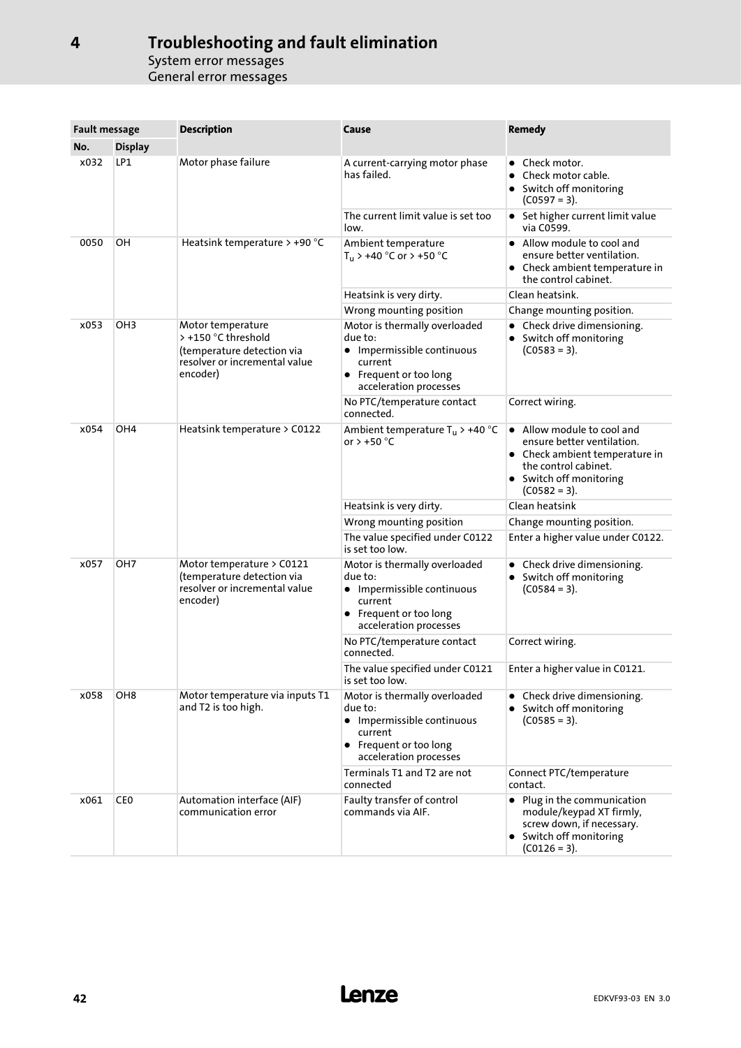# 4 Troubleshooting and fault elimination

System error messages

General error messages

| Fault message | | Description | Cause | Remedy |
|---|---|---|---|---|
| No. | Display | | | |
| x032 | LP1 | Motor phase failure | A current-carrying motor phase has failed. | • Check motor.<br>• Check motor cable.<br>• Switch off monitoring (C0597 = 3). |
| | | | The current limit value is set too low. | • Set higher current limit value via C0599. |
| 0050 | OH | Heatsink temperature > +90 °C | Ambient temperature $T_u$ > +40 °C or > +50 °C | • Allow module to cool and ensure better ventilation.<br>• Check ambient temperature in the control cabinet. |
| | | | Heatsink is very dirty. | Clean heatsink. |
| | | | Wrong mounting position | Change mounting position. |
| x053 | OH3 | Motor temperature > +150 °C threshold (temperature detection via resolver or incremental value encoder) | Motor is thermally overloaded due to:<br>• Impermissible continuous current<br>• Frequent or too long acceleration processes | • Check drive dimensioning.<br>• Switch off monitoring (C0583 = 3). |
| | | | No PTC/temperature contact connected. | Correct wiring. |
| x054 | OH4 | Heatsink temperature > C0122 | Ambient temperature $T_u$ > +40 °C or > +50 °C | • Allow module to cool and ensure better ventilation.<br>• Check ambient temperature in the control cabinet.<br>• Switch off monitoring (C0582 = 3). |
| | | | Heatsink is very dirty. | Clean heatsink |
| | | | Wrong mounting position | Change mounting position. |
| | | | The value specified under C0122 is set too low. | Enter a higher value under C0122. |
| x057 | OH7 | Motor temperature > C0121 (temperature detection via resolver or incremental value encoder) | Motor is thermally overloaded due to:<br>• Impermissible continuous current<br>• Frequent or too long acceleration processes | • Check drive dimensioning.<br>• Switch off monitoring (C0584 = 3). |
| | | | No PTC/temperature contact connected. | Correct wiring. |
| | | | The value specified under C0121 is set too low. | Enter a higher value in C0121. |
| x058 | OH8 | Motor temperature via inputs T1 and T2 is too high. | Motor is thermally overloaded due to:<br>• Impermissible continuous current<br>• Frequent or too long acceleration processes | • Check drive dimensioning.<br>• Switch off monitoring (C0585 = 3). |
| | | | Terminals T1 and T2 are not connected | Connect PTC/temperature contact. |
| x061 | CE0 | Automation interface (AIF) communication error | Faulty transfer of control commands via AIF. | • Plug in the communication module/keypad XT firmly, screw down, if necessary.<br>• Switch off monitoring (C0126 = 3). |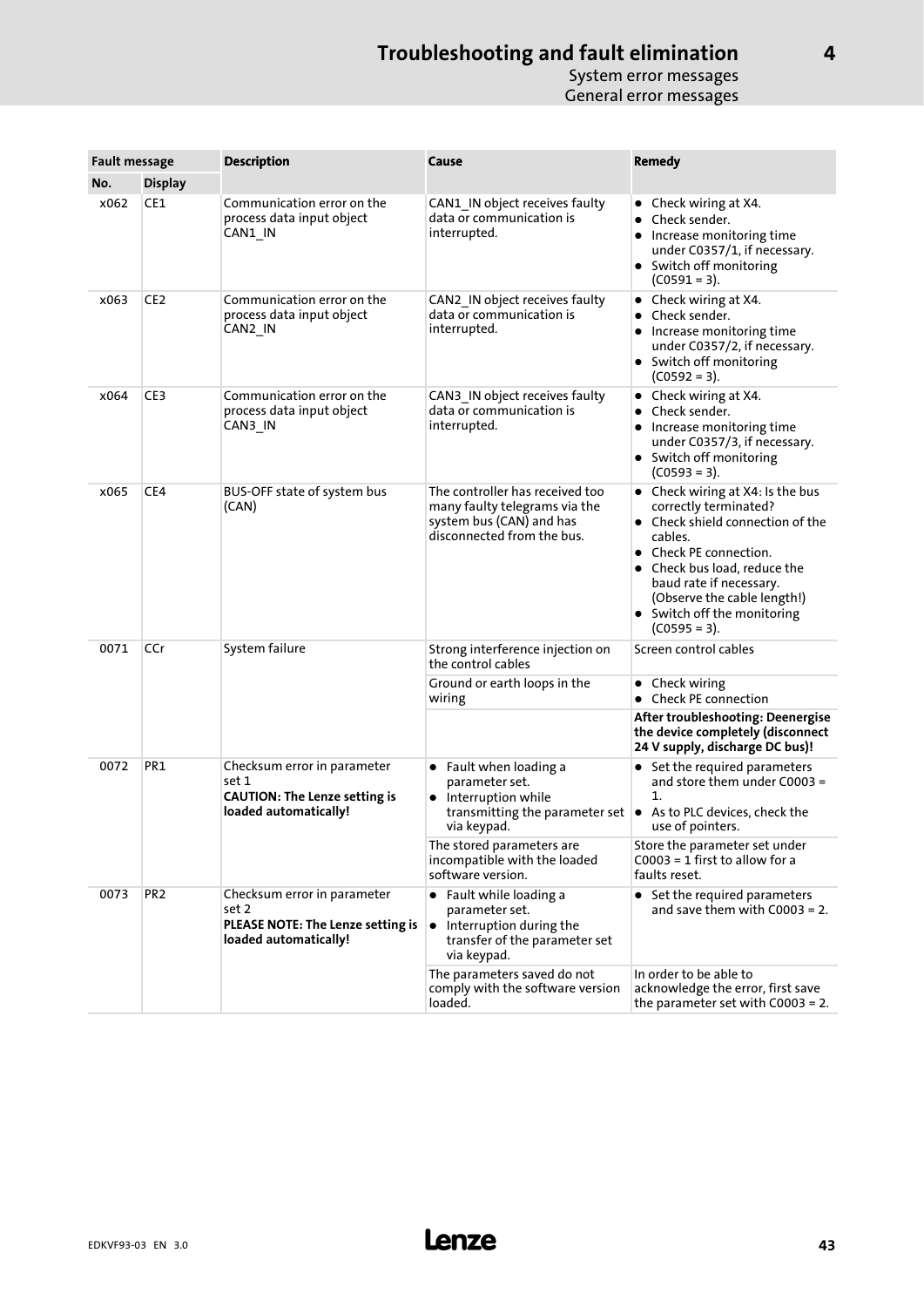| Fault message | | Description | Cause | Remedy |
|---|---|---|---|---|
| No. | Display | | | |
| x062 | CE1 | Communication error on the process data input object CAN1_IN | CAN1_IN object receives faulty data or communication is interrupted. | • Check wiring at X4.<br>• Check sender.<br>• Increase monitoring time under C0357/1, if necessary.<br>• Switch off monitoring (C0591 = 3). |
| x063 | CE2 | Communication error on the process data input object CAN2_IN | CAN2_IN object receives faulty data or communication is interrupted. | • Check wiring at X4.<br>• Check sender.<br>• Increase monitoring time under C0357/2, if necessary.<br>• Switch off monitoring (C0592 = 3). |
| x064 | CE3 | Communication error on the process data input object CAN3_IN | CAN3_IN object receives faulty data or communication is interrupted. | • Check wiring at X4.<br>• Check sender.<br>• Increase monitoring time under C0357/3, if necessary.<br>• Switch off monitoring (C0593 = 3). |
| x065 | CE4 | BUS-OFF state of system bus (CAN) | The controller has received too many faulty telegrams via the system bus (CAN) and has disconnected from the bus. | • Check wiring at X4: Is the bus correctly terminated?<br>• Check shield connection of the cables.<br>• Check PE connection.<br>• Check bus load, reduce the baud rate if necessary. (Observe the cable length!)<br>• Switch off the monitoring (C0595 = 3). |
| 0071 | CCr | System failure | Strong interference injection on the control cables | Screen control cables |
| | | | Ground or earth loops in the wiring | • Check wiring<br>• Check PE connection |
| | | | | **After troubleshooting: Deenergise the device completely (disconnect 24 V supply, discharge DC bus)!** |
| 0072 | PR1 | Checksum error in parameter set 1<br>**CAUTION: The Lenze setting is loaded automatically!** | • Fault when loading a parameter set.<br>• Interruption while transmitting the parameter set via keypad. | • Set the required parameters and store them under C0003 = 1.<br>• As to PLC devices, check the use of pointers. |
| | | | The stored parameters are incompatible with the loaded software version. | Store the parameter set under C0003 = 1 first to allow for a faults reset. |
| 0073 | PR2 | Checksum error in parameter set 2<br>**PLEASE NOTE: The Lenze setting is loaded automatically!** | • Fault while loading a parameter set.<br>• Interruption during the transfer of the parameter set via keypad. | • Set the required parameters and save them with C0003 = 2. |
| | | | The parameters saved do not comply with the software version loaded. | In order to be able to acknowledge the error, first save the parameter set with C0003 = 2. |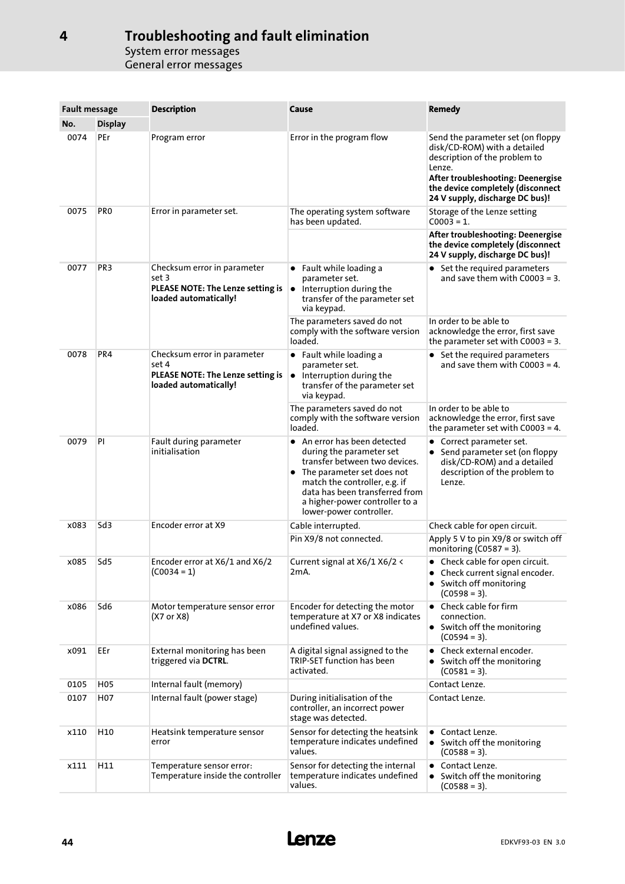# 4 Troubleshooting and fault elimination

## System error messages

### General error messages

| Fault message | | Description | Cause | Remedy |
|---|---|---|---|---|
| No. | Display | | | |
| 0074 | PEr | Program error | Error in the program flow | Send the parameter set (on floppy disk/CD-ROM) with a detailed description of the problem to Lenze. **After troubleshooting: Deenergise the device completely (disconnect 24 V supply, discharge DC bus)!** |
| 0075 | PR0 | Error in parameter set. | The operating system software has been updated. | Storage of the Lenze setting C0003 = 1. |
| | | | | **After troubleshooting: Deenergise the device completely (disconnect 24 V supply, discharge DC bus)!** |
| 0077 | PR3 | Checksum error in parameter set 3 **PLEASE NOTE: The Lenze setting is loaded automatically!** | • Fault while loading a parameter set. • Interruption during the transfer of the parameter set via keypad. | • Set the required parameters and save them with C0003 = 3. |
| | | | The parameters saved do not comply with the software version loaded. | In order to be able to acknowledge the error, first save the parameter set with C0003 = 3. |
| 0078 | PR4 | Checksum error in parameter set 4 **PLEASE NOTE: The Lenze setting is loaded automatically!** | • Fault while loading a parameter set. • Interruption during the transfer of the parameter set via keypad. | • Set the required parameters and save them with C0003 = 4. |
| | | | The parameters saved do not comply with the software version loaded. | In order to be able to acknowledge the error, first save the parameter set with C0003 = 4. |
| 0079 | PI | Fault during parameter initialisation | • An error has been detected during the parameter set transfer between two devices. • The parameter set does not match the controller, e.g. if data has been transferred from a higher-power controller to a lower-power controller. | • Correct parameter set. • Send parameter set (on floppy disk/CD-ROM) and a detailed description of the problem to Lenze. |
| x083 | Sd3 | Encoder error at X9 | Cable interrupted. | Check cable for open circuit. |
| | | | Pin X9/8 not connected. | Apply 5 V to pin X9/8 or switch off monitoring (C0587 = 3). |
| x085 | Sd5 | Encoder error at X6/1 and X6/2 (C0034 = 1) | Current signal at X6/1 X6/2 < 2mA. | • Check cable for open circuit. • Check current signal encoder. • Switch off monitoring (C0598 = 3). |
| x086 | Sd6 | Motor temperature sensor error (X7 or X8) | Encoder for detecting the motor temperature at X7 or X8 indicates undefined values. | • Check cable for firm connection. • Switch off the monitoring (C0594 = 3). |
| x091 | EEr | External monitoring has been triggered via **DCTRL**. | A digital signal assigned to the TRIP-SET function has been activated. | • Check external encoder. • Switch off the monitoring (C0581 = 3). |
| 0105 | H05 | Internal fault (memory) | | Contact Lenze. |
| 0107 | H07 | Internal fault (power stage) | During initialisation of the controller, an incorrect power stage was detected. | Contact Lenze. |
| x110 | H10 | Heatsink temperature sensor error | Sensor for detecting the heatsink temperature indicates undefined values. | • Contact Lenze. • Switch off the monitoring (C0588 = 3). |
| x111 | H11 | Temperature sensor error: Temperature inside the controller | Sensor for detecting the internal temperature indicates undefined values. | • Contact Lenze. • Switch off the monitoring (C0588 = 3). |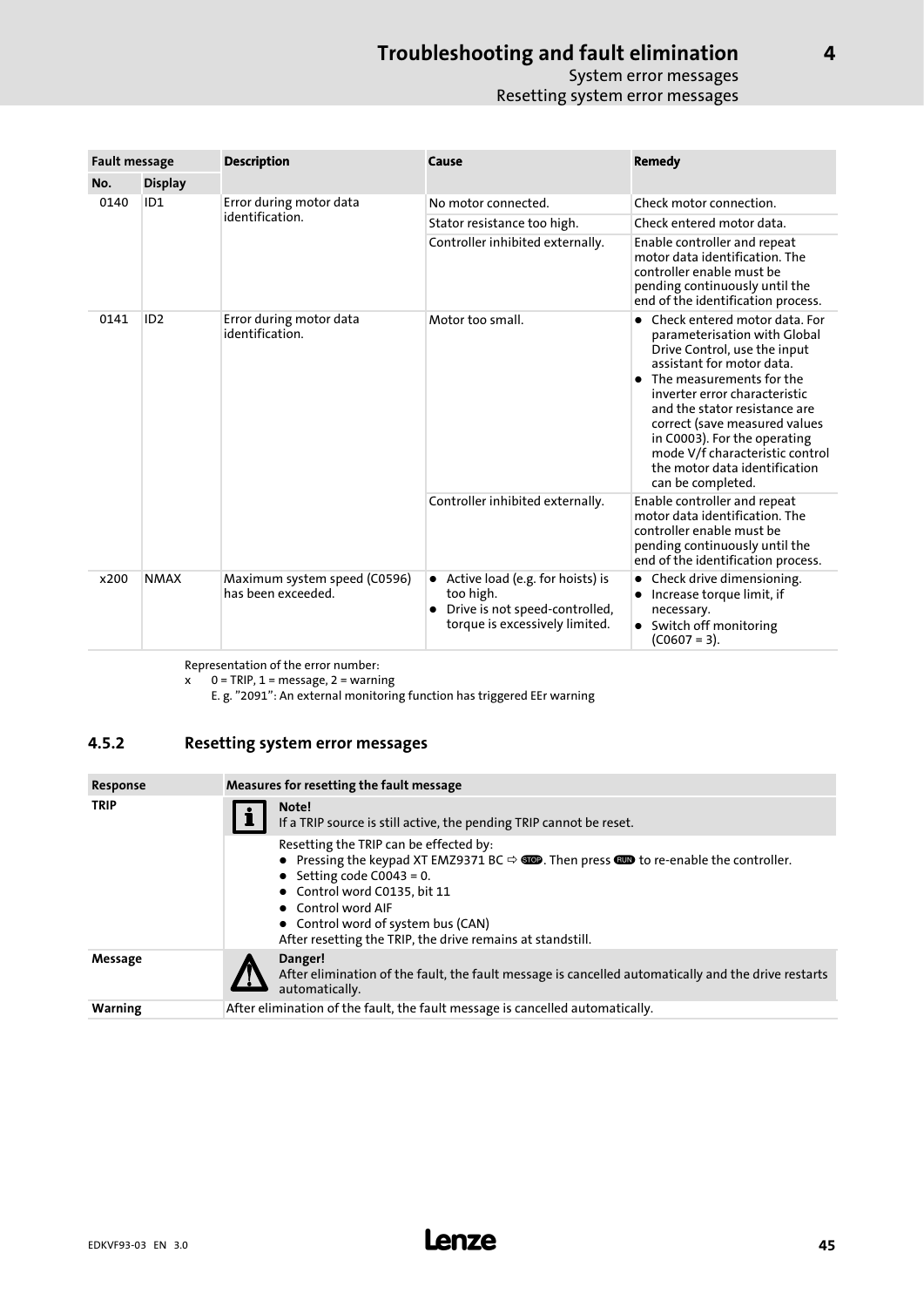| Fault message | | Description | Cause | Remedy |
|---|---|---|---|---|
| No. | Display | | | |
| 0140 | ID1 | Error during motor data identification. | No motor connected. | Check motor connection. |
| | | | Stator resistance too high. | Check entered motor data. |
| | | | Controller inhibited externally. | Enable controller and repeat motor data identification. The controller enable must be pending continuously until the end of the identification process. |
| 0141 | ID2 | Error during motor data identification. | Motor too small. | • Check entered motor data. For parameterisation with Global Drive Control, use the input assistant for motor data.<br>• The measurements for the inverter error characteristic and the stator resistance are correct (save measured values in C0003). For the operating mode V/f characteristic control the motor data identification can be completed. |
| | | | Controller inhibited externally. | Enable controller and repeat motor data identification. The controller enable must be pending continuously until the end of the identification process. |
| x200 | NMAX | Maximum system speed (C0596) has been exceeded. | • Active load (e.g. for hoists) is too high.<br>• Drive is not speed-controlled, torque is excessively limited. | • Check drive dimensioning.<br>• Increase torque limit, if necessary.<br>• Switch off monitoring (C0607 = 3). |

Representation of the error number:
x 0 = TRIP, 1 = message, 2 = warning
E. g. "2091": An external monitoring function has triggered EEr warning

### 4.5.2 Resetting system error messages

| Response | Measures for resetting the fault message |
|---|---|
| TRIP | **Note!**<br>If a TRIP source is still active, the pending TRIP cannot be reset. |
| | Resetting the TRIP can be effected by:<br>• Pressing the keypad XT EMZ9371 BC ⇨ STOP. Then press RUN to re-enable the controller.<br>• Setting code C0043 = 0.<br>• Control word C0135, bit 11<br>• Control word AIF<br>• Control word of system bus (CAN)<br>After resetting the TRIP, the drive remains at standstill. |
| Message | **Danger!**<br>After elimination of the fault, the fault message is cancelled automatically and the drive restarts automatically. |
| Warning | After elimination of the fault, the fault message is cancelled automatically. |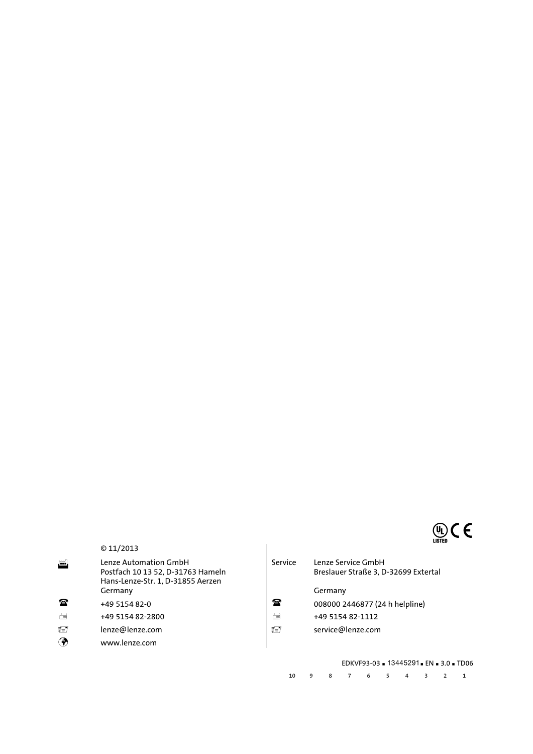© 11/2013

Lenze Automation GmbH
Postfach 10 13 52, D-31763 Hameln
Hans-Lenze-Str. 1, D-31855 Aerzen
Germany

+49 5154 82-0

+49 5154 82-2800

lenze@lenze.com

www.lenze.com

Service

Lenze Service GmbH
Breslauer Straße 3, D-32699 Extertal

Germany

008000 2446877 (24 h helpline)

+49 5154 82-1112

service@lenze.com

EDKVF93-03 ■ 13445291 ■ EN ■ 3.0 ■ TD06

10 9 8 7 6 5 4 3 2 1